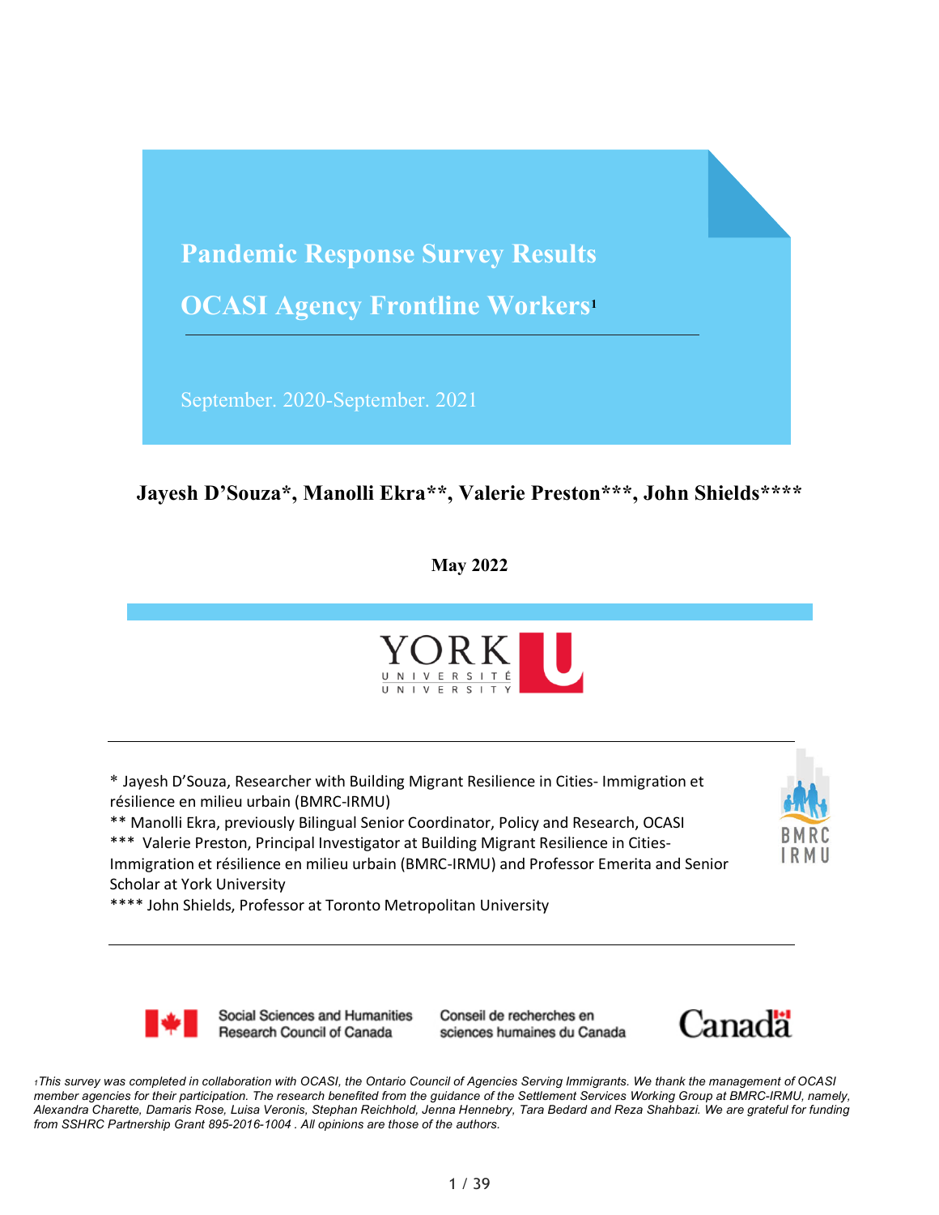# Pandemic Response Survey Results

# OCASI Agency Frontline Workers[1]

September. 2020-September. 2021

**Jayesh D'Souza\*, Manolli Ekra\*\*, Valerie Preston\*\*\*, John Shields\*\*\*\***

**May 2022**

\* Jayesh D'Souza, Researcher with Building Migrant Resilience in Cities- Immigration et résilience en milieu urbain (BMRC-IRMU)

\*\* Manolli Ekra, previously Bilingual Senior Coordinator, Policy and Research, OCASI

\*\*\* Valerie Preston, Principal Investigator at Building Migrant Resilience in Cities- Immigration et résilience en milieu urbain (BMRC-IRMU) and Professor Emerita and Senior Scholar at York University

\*\*\*\* John Shields, Professor at Toronto Metropolitan University

Social Sciences and Humanities Research Council of Canada | Conseil de recherches en sciences humaines du Canada

[1] *This survey was completed in collaboration with OCASI, the Ontario Council of Agencies Serving Immigrants. We thank the management of OCASI member agencies for their participation. The research benefited from the guidance of the Settlement Services Working Group at BMRC-IRMU, namely, Alexandra Charette, Damaris Rose, Luisa Veronis, Stephan Reichhold, Jenna Hennebry, Tara Bedard and Reza Shahbazi. We are grateful for funding from SSHRC Partnership Grant 895-2016-1004 . All opinions are those of the authors.*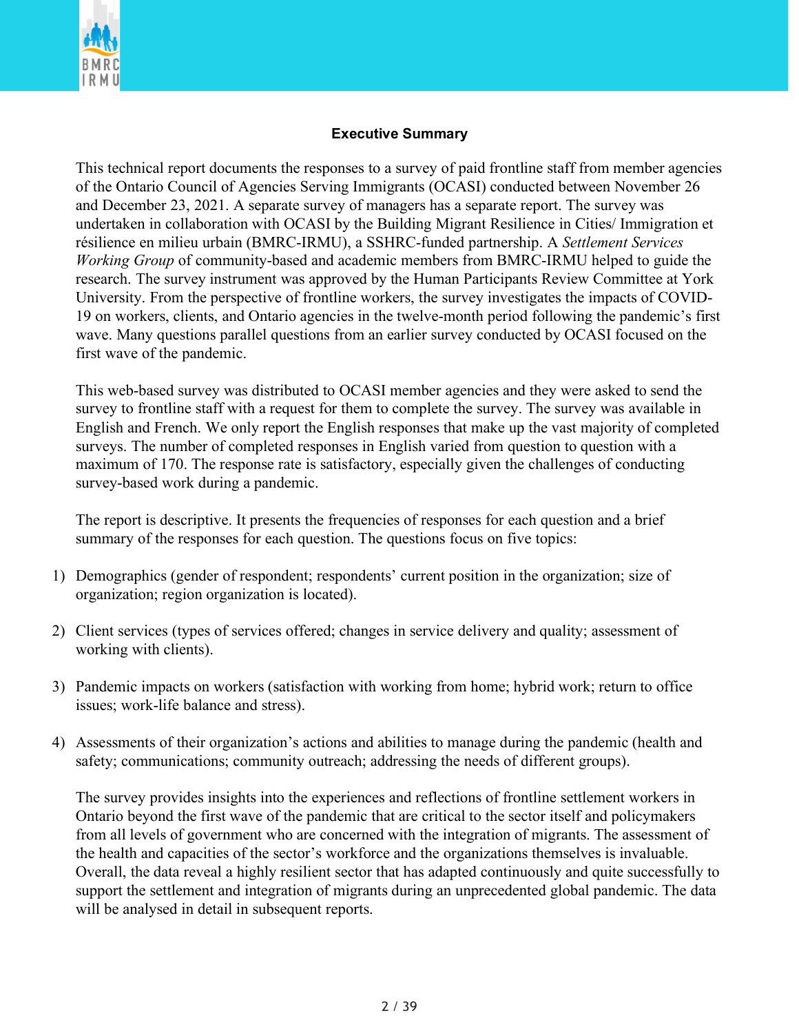## Executive Summary

This technical report documents the responses to a survey of paid frontline staff from member agencies of the Ontario Council of Agencies Serving Immigrants (OCASI) conducted between November 26 and December 23, 2021. A separate survey of managers has a separate report. The survey was undertaken in collaboration with OCASI by the Building Migrant Resilience in Cities/ Immigration et résilience en milieu urbain (BMRC-IRMU), a SSHRC-funded partnership. A *Settlement Services Working Group* of community-based and academic members from BMRC-IRMU helped to guide the research. The survey instrument was approved by the Human Participants Review Committee at York University. From the perspective of frontline workers, the survey investigates the impacts of COVID-19 on workers, clients, and Ontario agencies in the twelve-month period following the pandemic's first wave. Many questions parallel questions from an earlier survey conducted by OCASI focused on the first wave of the pandemic.

This web-based survey was distributed to OCASI member agencies and they were asked to send the survey to frontline staff with a request for them to complete the survey. The survey was available in English and French. We only report the English responses that make up the vast majority of completed surveys. The number of completed responses in English varied from question to question with a maximum of 170. The response rate is satisfactory, especially given the challenges of conducting survey-based work during a pandemic.

The report is descriptive. It presents the frequencies of responses for each question and a brief summary of the responses for each question. The questions focus on five topics:

1) Demographics (gender of respondent; respondents' current position in the organization; size of organization; region organization is located).

2) Client services (types of services offered; changes in service delivery and quality; assessment of working with clients).

3) Pandemic impacts on workers (satisfaction with working from home; hybrid work; return to office issues; work-life balance and stress).

4) Assessments of their organization's actions and abilities to manage during the pandemic (health and safety; communications; community outreach; addressing the needs of different groups).

The survey provides insights into the experiences and reflections of frontline settlement workers in Ontario beyond the first wave of the pandemic that are critical to the sector itself and policymakers from all levels of government who are concerned with the integration of migrants. The assessment of the health and capacities of the sector's workforce and the organizations themselves is invaluable. Overall, the data reveal a highly resilient sector that has adapted continuously and quite successfully to support the settlement and integration of migrants during an unprecedented global pandemic. The data will be analysed in detail in subsequent reports.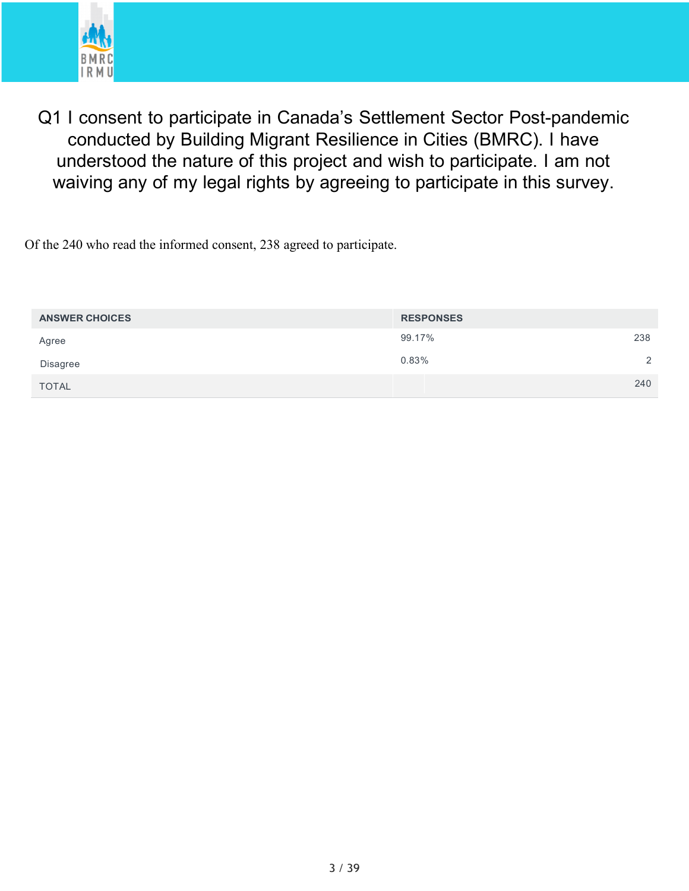## Q1 I consent to participate in Canada's Settlement Sector Post-pandemic conducted by Building Migrant Resilience in Cities (BMRC). I have understood the nature of this project and wish to participate. I am not waiving any of my legal rights by agreeing to participate in this survey.

Of the 240 who read the informed consent, 238 agreed to participate.

| ANSWER CHOICES | RESPONSES | |
|---|---|---|
| Agree | 99.17% | 238 |
| Disagree | 0.83% | 2 |
| TOTAL | | 240 |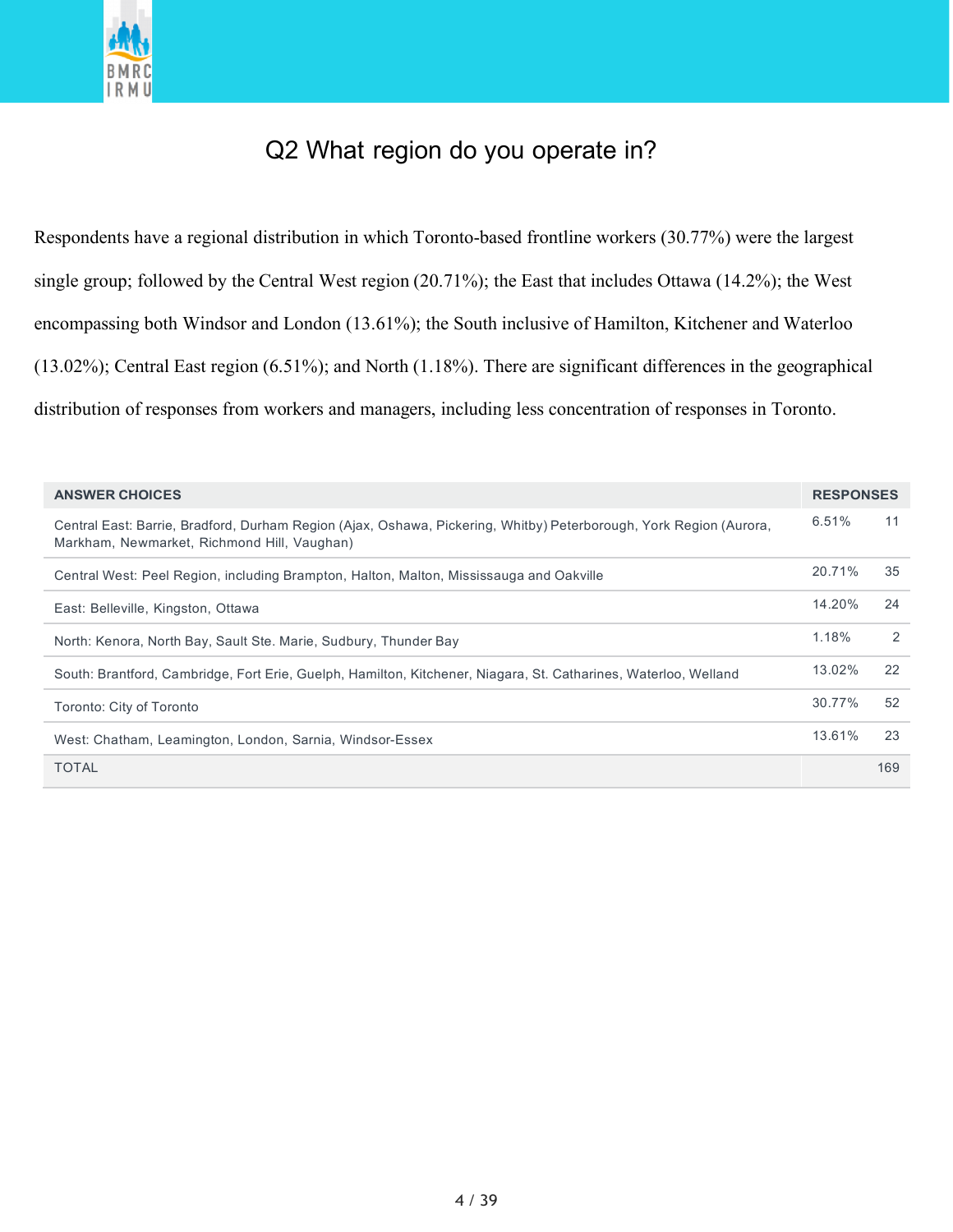## Q2 What region do you operate in?

Respondents have a regional distribution in which Toronto-based frontline workers (30.77%) were the largest single group; followed by the Central West region (20.71%); the East that includes Ottawa (14.2%); the West encompassing both Windsor and London (13.61%); the South inclusive of Hamilton, Kitchener and Waterloo (13.02%); Central East region (6.51%); and North (1.18%). There are significant differences in the geographical distribution of responses from workers and managers, including less concentration of responses in Toronto.

| ANSWER CHOICES | RESPONSES | |
|---|---|---|
| Central East: Barrie, Bradford, Durham Region (Ajax, Oshawa, Pickering, Whitby) Peterborough, York Region (Aurora, Markham, Newmarket, Richmond Hill, Vaughan) | 6.51% | 11 |
| Central West: Peel Region, including Brampton, Halton, Malton, Mississauga and Oakville | 20.71% | 35 |
| East: Belleville, Kingston, Ottawa | 14.20% | 24 |
| North: Kenora, North Bay, Sault Ste. Marie, Sudbury, Thunder Bay | 1.18% | 2 |
| South: Brantford, Cambridge, Fort Erie, Guelph, Hamilton, Kitchener, Niagara, St. Catharines, Waterloo, Welland | 13.02% | 22 |
| Toronto: City of Toronto | 30.77% | 52 |
| West: Chatham, Leamington, London, Sarnia, Windsor-Essex | 13.61% | 23 |
| TOTAL | | 169 |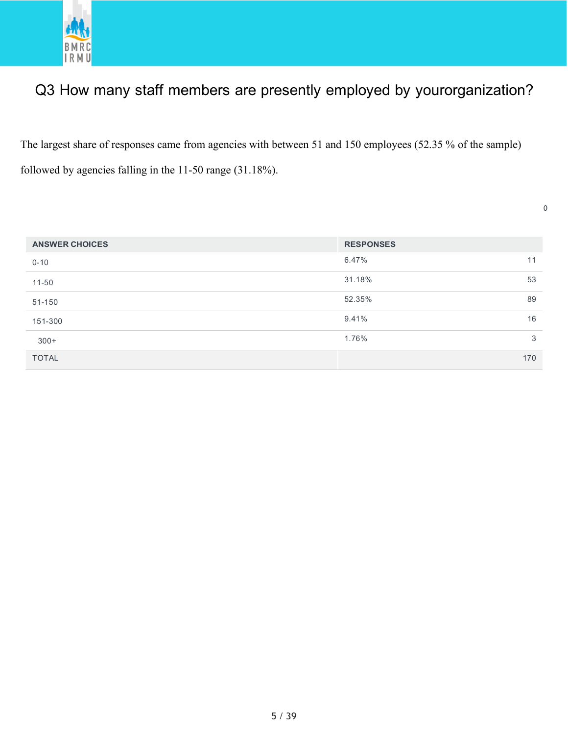## Q3 How many staff members are presently employed by yourorganization?

The largest share of responses came from agencies with between 51 and 150 employees (52.35 % of the sample) followed by agencies falling in the 11-50 range (31.18%).

0

| ANSWER CHOICES | RESPONSES | |
|---|---|---|
| 0-10 | 6.47% | 11 |
| 11-50 | 31.18% | 53 |
| 51-150 | 52.35% | 89 |
| 151-300 | 9.41% | 16 |
| 300+ | 1.76% | 3 |
| TOTAL | | 170 |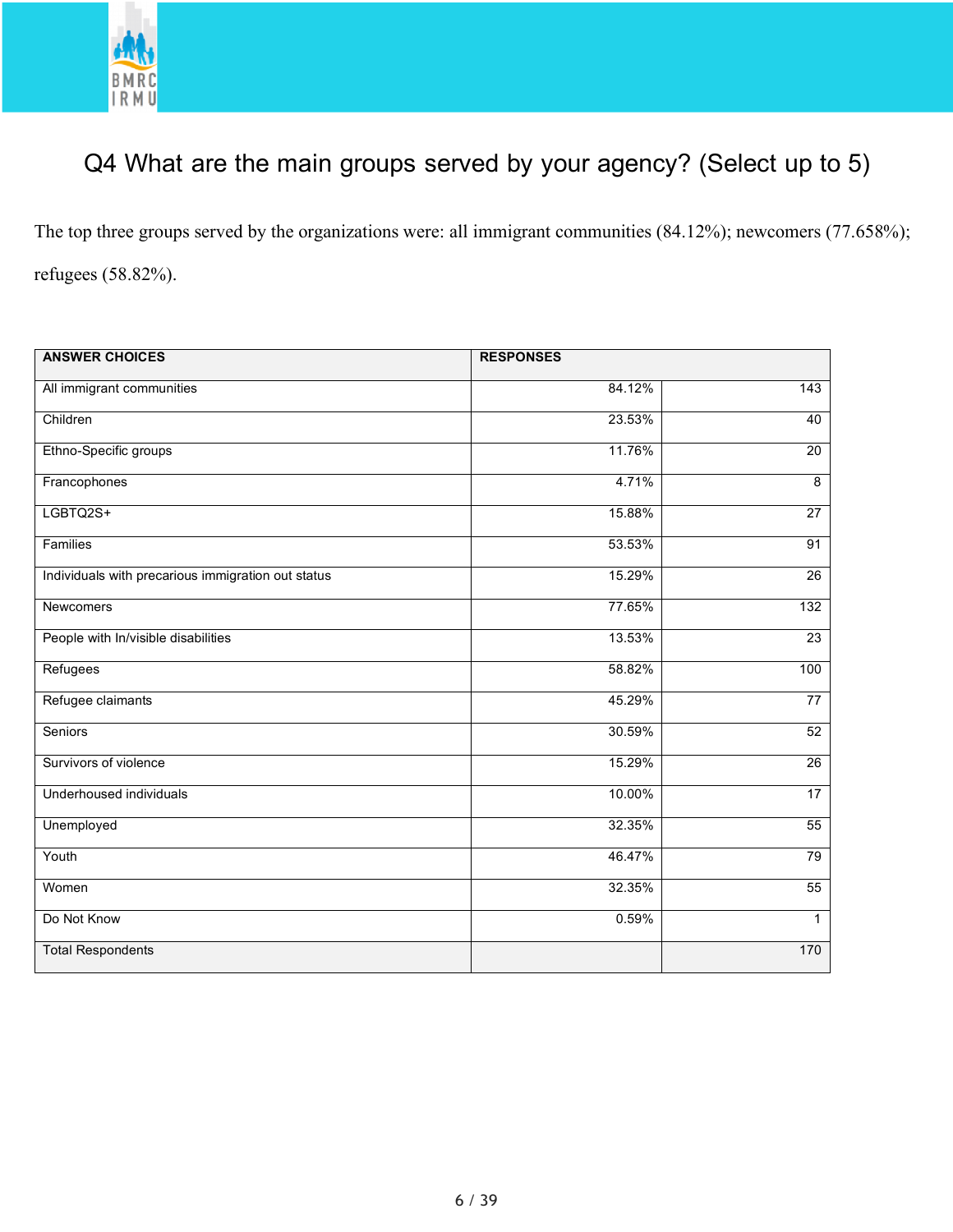## Q4 What are the main groups served by your agency? (Select up to 5)

The top three groups served by the organizations were: all immigrant communities (84.12%); newcomers (77.658%); refugees (58.82%).

| ANSWER CHOICES | RESPONSES | |
|---|---|---|
| All immigrant communities | 84.12% | 143 |
| Children | 23.53% | 40 |
| Ethno-Specific groups | 11.76% | 20 |
| Francophones | 4.71% | 8 |
| LGBTQ2S+ | 15.88% | 27 |
| Families | 53.53% | 91 |
| Individuals with precarious immigration out status | 15.29% | 26 |
| Newcomers | 77.65% | 132 |
| People with In/visible disabilities | 13.53% | 23 |
| Refugees | 58.82% | 100 |
| Refugee claimants | 45.29% | 77 |
| Seniors | 30.59% | 52 |
| Survivors of violence | 15.29% | 26 |
| Underhoused individuals | 10.00% | 17 |
| Unemployed | 32.35% | 55 |
| Youth | 46.47% | 79 |
| Women | 32.35% | 55 |
| Do Not Know | 0.59% | 1 |
| Total Respondents | | 170 |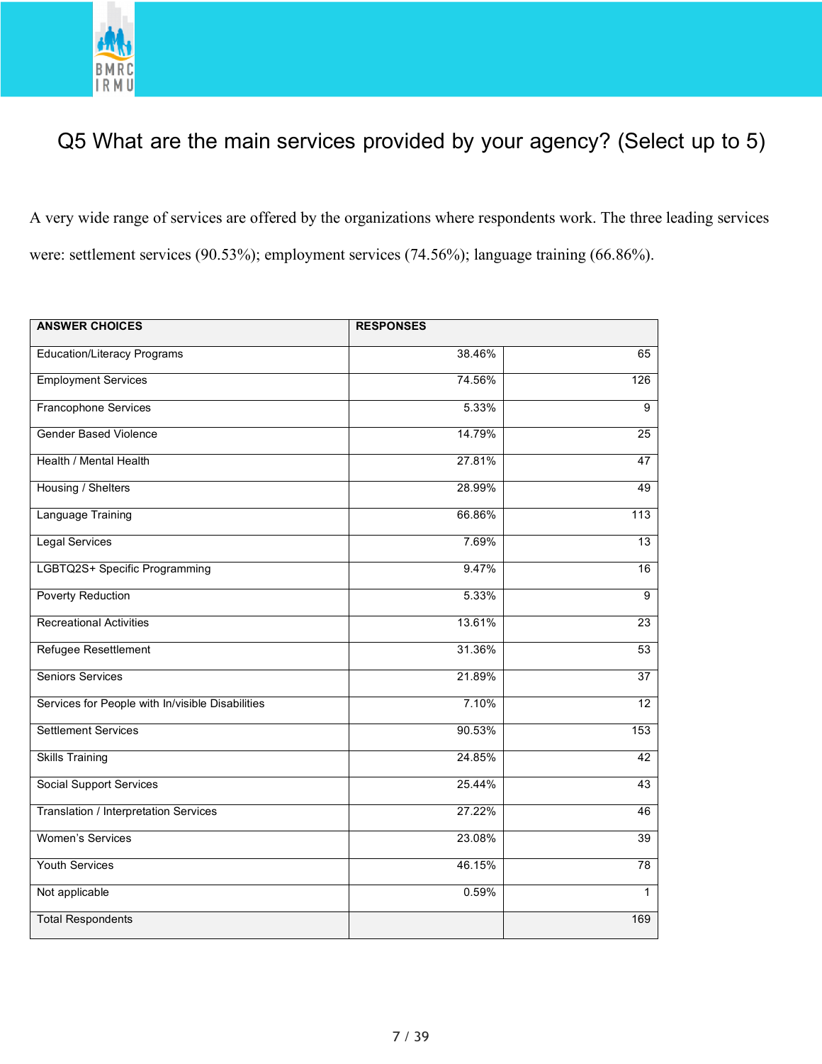# Q5 What are the main services provided by your agency? (Select up to 5)

A very wide range of services are offered by the organizations where respondents work. The three leading services were: settlement services (90.53%); employment services (74.56%); language training (66.86%).

| ANSWER CHOICES | RESPONSES | |
|---|---|---|
| Education/Literacy Programs | 38.46% | 65 |
| Employment Services | 74.56% | 126 |
| Francophone Services | 5.33% | 9 |
| Gender Based Violence | 14.79% | 25 |
| Health / Mental Health | 27.81% | 47 |
| Housing / Shelters | 28.99% | 49 |
| Language Training | 66.86% | 113 |
| Legal Services | 7.69% | 13 |
| LGBTQ2S+ Specific Programming | 9.47% | 16 |
| Poverty Reduction | 5.33% | 9 |
| Recreational Activities | 13.61% | 23 |
| Refugee Resettlement | 31.36% | 53 |
| Seniors Services | 21.89% | 37 |
| Services for People with In/visible Disabilities | 7.10% | 12 |
| Settlement Services | 90.53% | 153 |
| Skills Training | 24.85% | 42 |
| Social Support Services | 25.44% | 43 |
| Translation / Interpretation Services | 27.22% | 46 |
| Women's Services | 23.08% | 39 |
| Youth Services | 46.15% | 78 |
| Not applicable | 0.59% | 1 |
| Total Respondents | | 169 |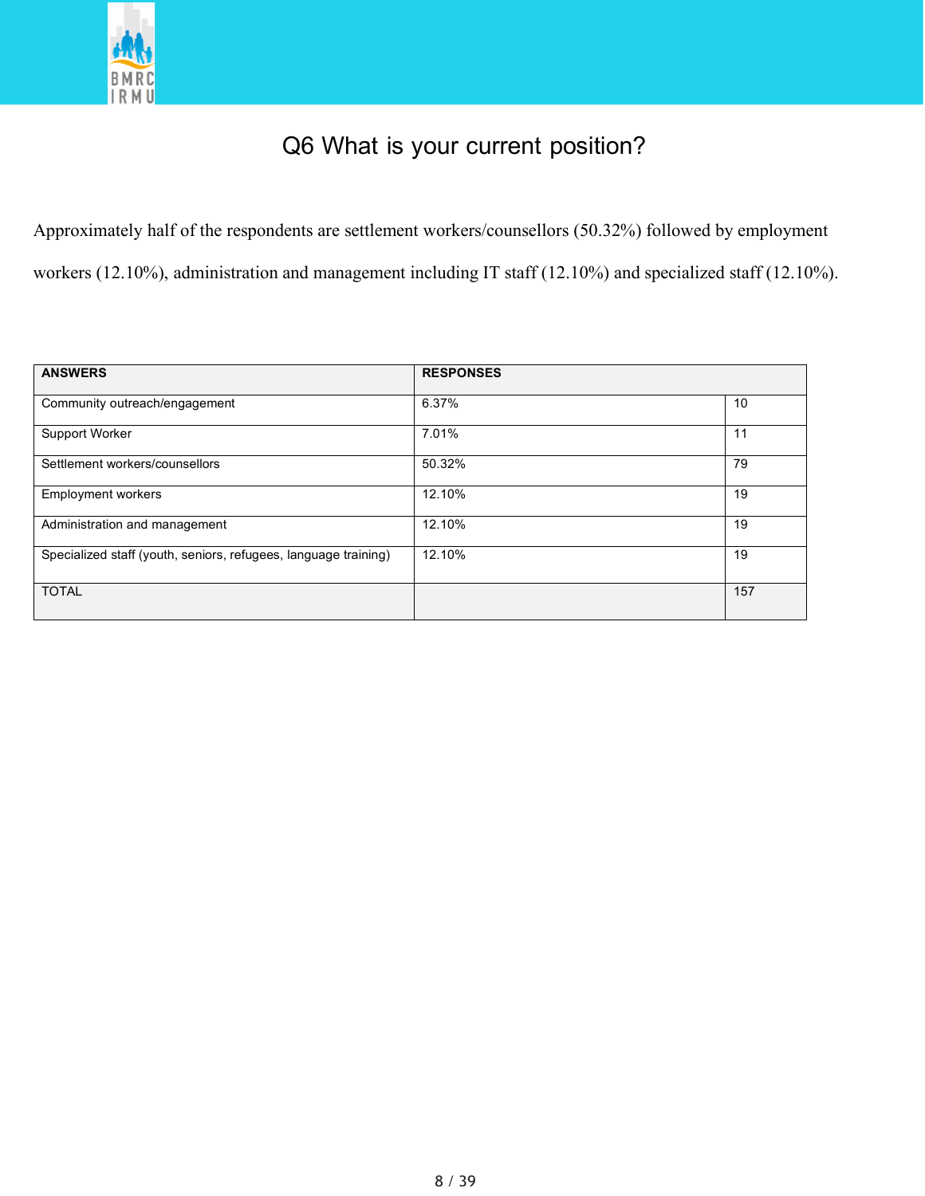# Q6 What is your current position?

Approximately half of the respondents are settlement workers/counsellors (50.32%) followed by employment workers (12.10%), administration and management including IT staff (12.10%) and specialized staff (12.10%).

| ANSWERS | RESPONSES | |
|---|---|---|
| Community outreach/engagement | 6.37% | 10 |
| Support Worker | 7.01% | 11 |
| Settlement workers/counsellors | 50.32% | 79 |
| Employment workers | 12.10% | 19 |
| Administration and management | 12.10% | 19 |
| Specialized staff (youth, seniors, refugees, language training) | 12.10% | 19 |
| TOTAL | | 157 |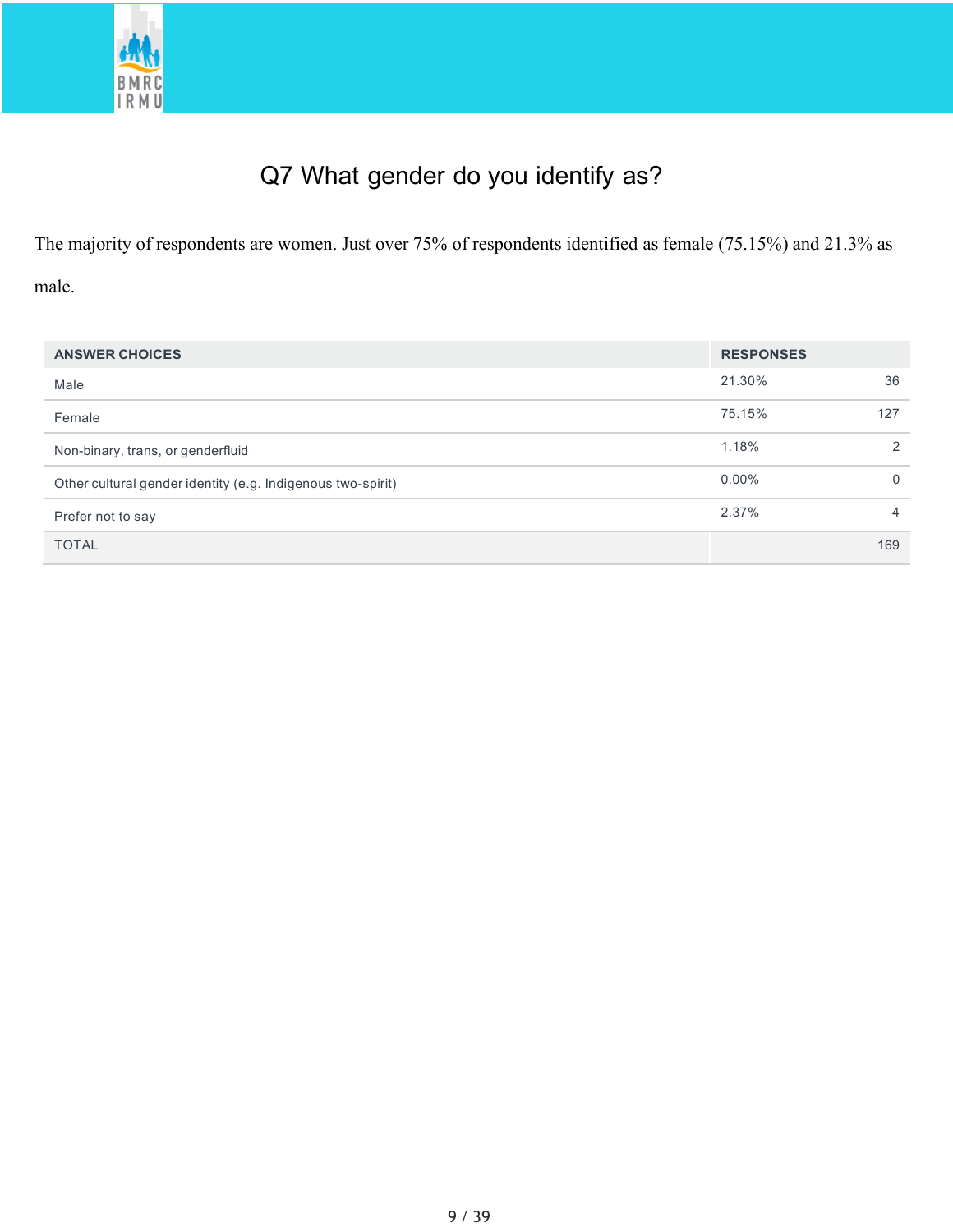# Q7 What gender do you identify as?

The majority of respondents are women. Just over 75% of respondents identified as female (75.15%) and 21.3% as male.

| ANSWER CHOICES | RESPONSES | |
|---|---|---|
| Male | 21.30% | 36 |
| Female | 75.15% | 127 |
| Non-binary, trans, or genderfluid | 1.18% | 2 |
| Other cultural gender identity (e.g. Indigenous two-spirit) | 0.00% | 0 |
| Prefer not to say | 2.37% | 4 |
| TOTAL | | 169 |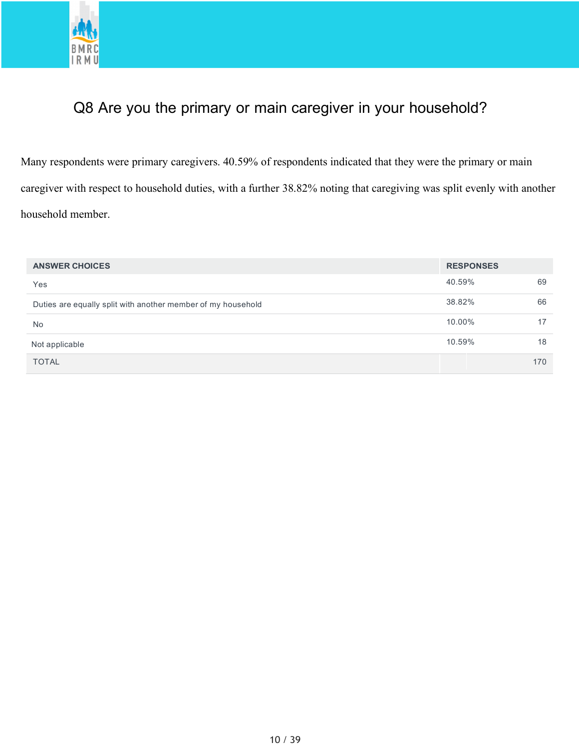## Q8 Are you the primary or main caregiver in your household?

Many respondents were primary caregivers. 40.59% of respondents indicated that they were the primary or main caregiver with respect to household duties, with a further 38.82% noting that caregiving was split evenly with another household member.

| ANSWER CHOICES | RESPONSES | |
|---|---|---|
| Yes | 40.59% | 69 |
| Duties are equally split with another member of my household | 38.82% | 66 |
| No | 10.00% | 17 |
| Not applicable | 10.59% | 18 |
| TOTAL | | 170 |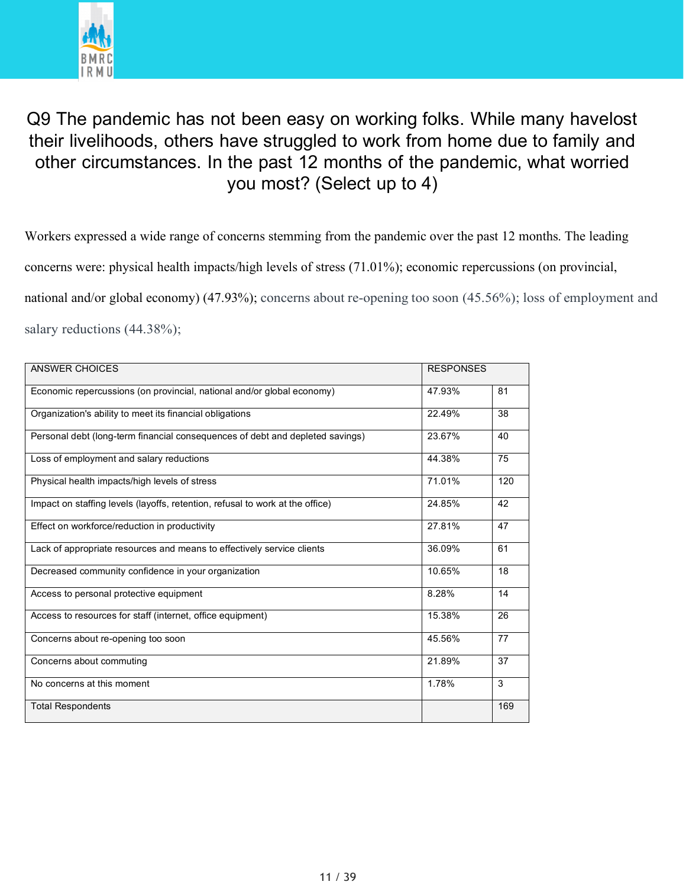## Q9 The pandemic has not been easy on working folks. While many havelost their livelihoods, others have struggled to work from home due to family and other circumstances. In the past 12 months of the pandemic, what worried you most? (Select up to 4)

Workers expressed a wide range of concerns stemming from the pandemic over the past 12 months. The leading concerns were: physical health impacts/high levels of stress (71.01%); economic repercussions (on provincial, national and/or global economy) (47.93%); concerns about re-opening too soon (45.56%); loss of employment and salary reductions (44.38%);

| ANSWER CHOICES | RESPONSES | |
|---|---|---|
| Economic repercussions (on provincial, national and/or global economy) | 47.93% | 81 |
| Organization's ability to meet its financial obligations | 22.49% | 38 |
| Personal debt (long-term financial consequences of debt and depleted savings) | 23.67% | 40 |
| Loss of employment and salary reductions | 44.38% | 75 |
| Physical health impacts/high levels of stress | 71.01% | 120 |
| Impact on staffing levels (layoffs, retention, refusal to work at the office) | 24.85% | 42 |
| Effect on workforce/reduction in productivity | 27.81% | 47 |
| Lack of appropriate resources and means to effectively service clients | 36.09% | 61 |
| Decreased community confidence in your organization | 10.65% | 18 |
| Access to personal protective equipment | 8.28% | 14 |
| Access to resources for staff (internet, office equipment) | 15.38% | 26 |
| Concerns about re-opening too soon | 45.56% | 77 |
| Concerns about commuting | 21.89% | 37 |
| No concerns at this moment | 1.78% | 3 |
| Total Respondents | | 169 |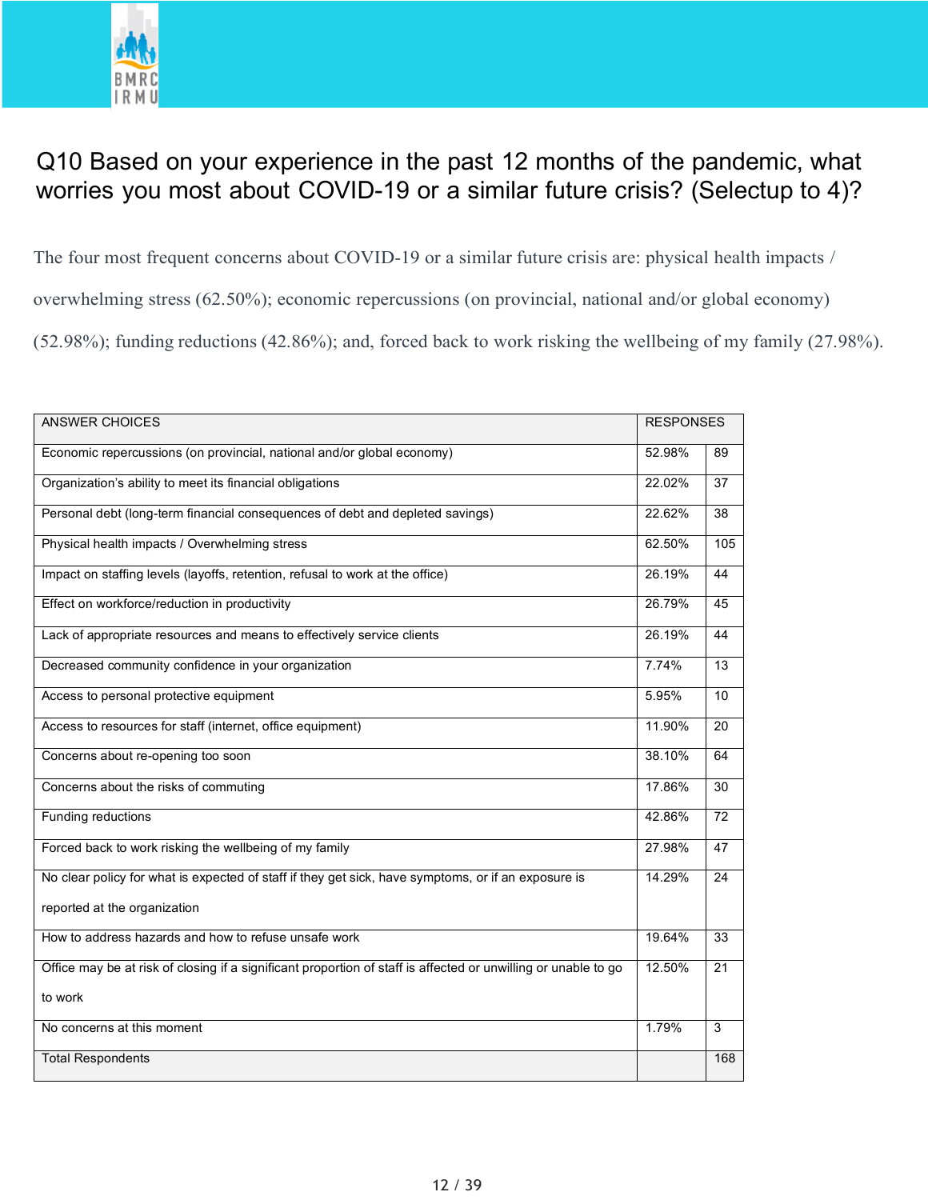## Q10 Based on your experience in the past 12 months of the pandemic, what worries you most about COVID-19 or a similar future crisis? (Selectup to 4)?

The four most frequent concerns about COVID-19 or a similar future crisis are: physical health impacts / overwhelming stress (62.50%); economic repercussions (on provincial, national and/or global economy) (52.98%); funding reductions (42.86%); and, forced back to work risking the wellbeing of my family (27.98%).

| ANSWER CHOICES | RESPONSES | |
| --- | --- | --- |
| Economic repercussions (on provincial, national and/or global economy) | 52.98% | 89 |
| Organization's ability to meet its financial obligations | 22.02% | 37 |
| Personal debt (long-term financial consequences of debt and depleted savings) | 22.62% | 38 |
| Physical health impacts / Overwhelming stress | 62.50% | 105 |
| Impact on staffing levels (layoffs, retention, refusal to work at the office) | 26.19% | 44 |
| Effect on workforce/reduction in productivity | 26.79% | 45 |
| Lack of appropriate resources and means to effectively service clients | 26.19% | 44 |
| Decreased community confidence in your organization | 7.74% | 13 |
| Access to personal protective equipment | 5.95% | 10 |
| Access to resources for staff (internet, office equipment) | 11.90% | 20 |
| Concerns about re-opening too soon | 38.10% | 64 |
| Concerns about the risks of commuting | 17.86% | 30 |
| Funding reductions | 42.86% | 72 |
| Forced back to work risking the wellbeing of my family | 27.98% | 47 |
| No clear policy for what is expected of staff if they get sick, have symptoms, or if an exposure is reported at the organization | 14.29% | 24 |
| How to address hazards and how to refuse unsafe work | 19.64% | 33 |
| Office may be at risk of closing if a significant proportion of staff is affected or unwilling or unable to go to work | 12.50% | 21 |
| No concerns at this moment | 1.79% | 3 |
| Total Respondents | | 168 |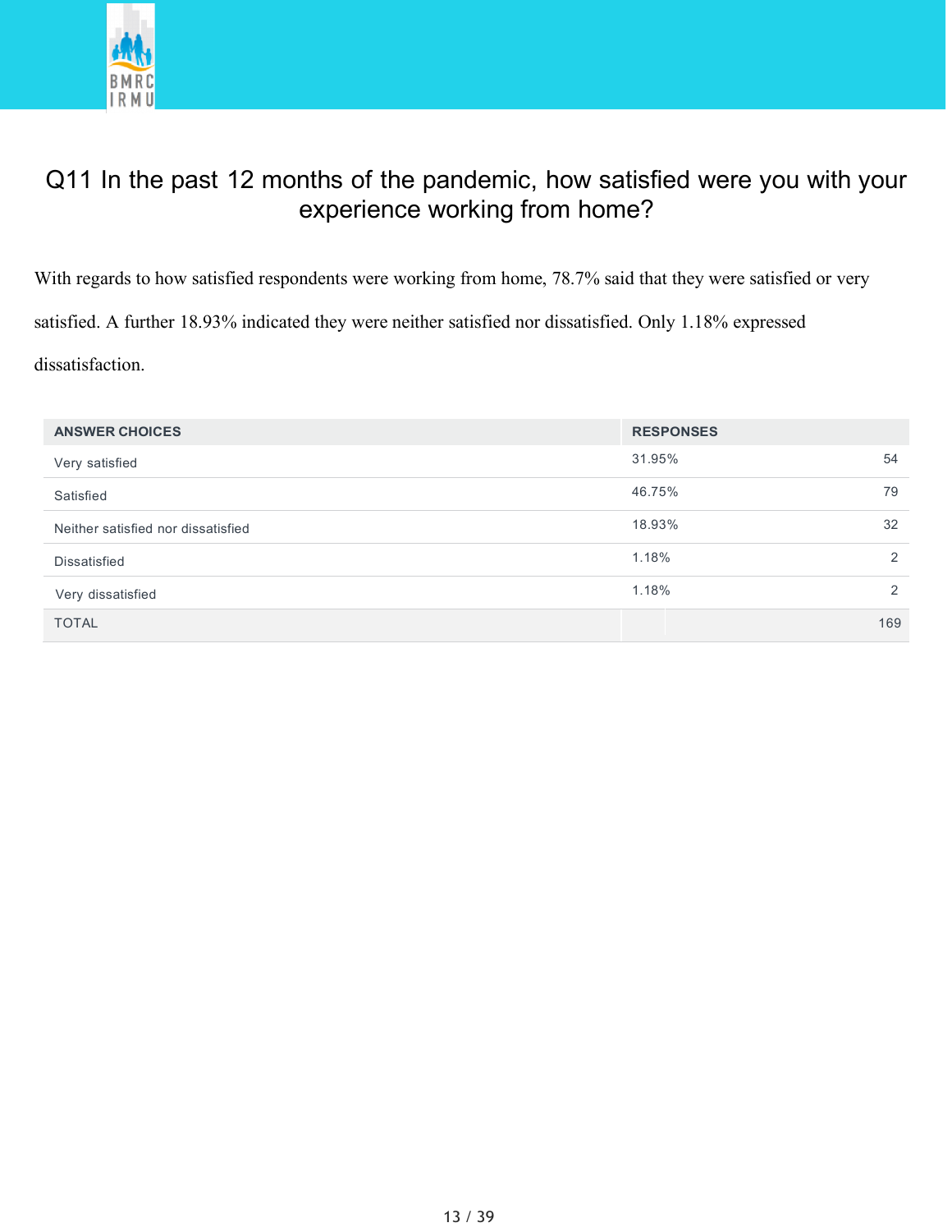## Q11 In the past 12 months of the pandemic, how satisfied were you with your experience working from home?

With regards to how satisfied respondents were working from home, 78.7% said that they were satisfied or very satisfied. A further 18.93% indicated they were neither satisfied nor dissatisfied. Only 1.18% expressed dissatisfaction.

| ANSWER CHOICES | RESPONSES | |
|---|---|---|
| Very satisfied | 31.95% | 54 |
| Satisfied | 46.75% | 79 |
| Neither satisfied nor dissatisfied | 18.93% | 32 |
| Dissatisfied | 1.18% | 2 |
| Very dissatisfied | 1.18% | 2 |
| TOTAL | | 169 |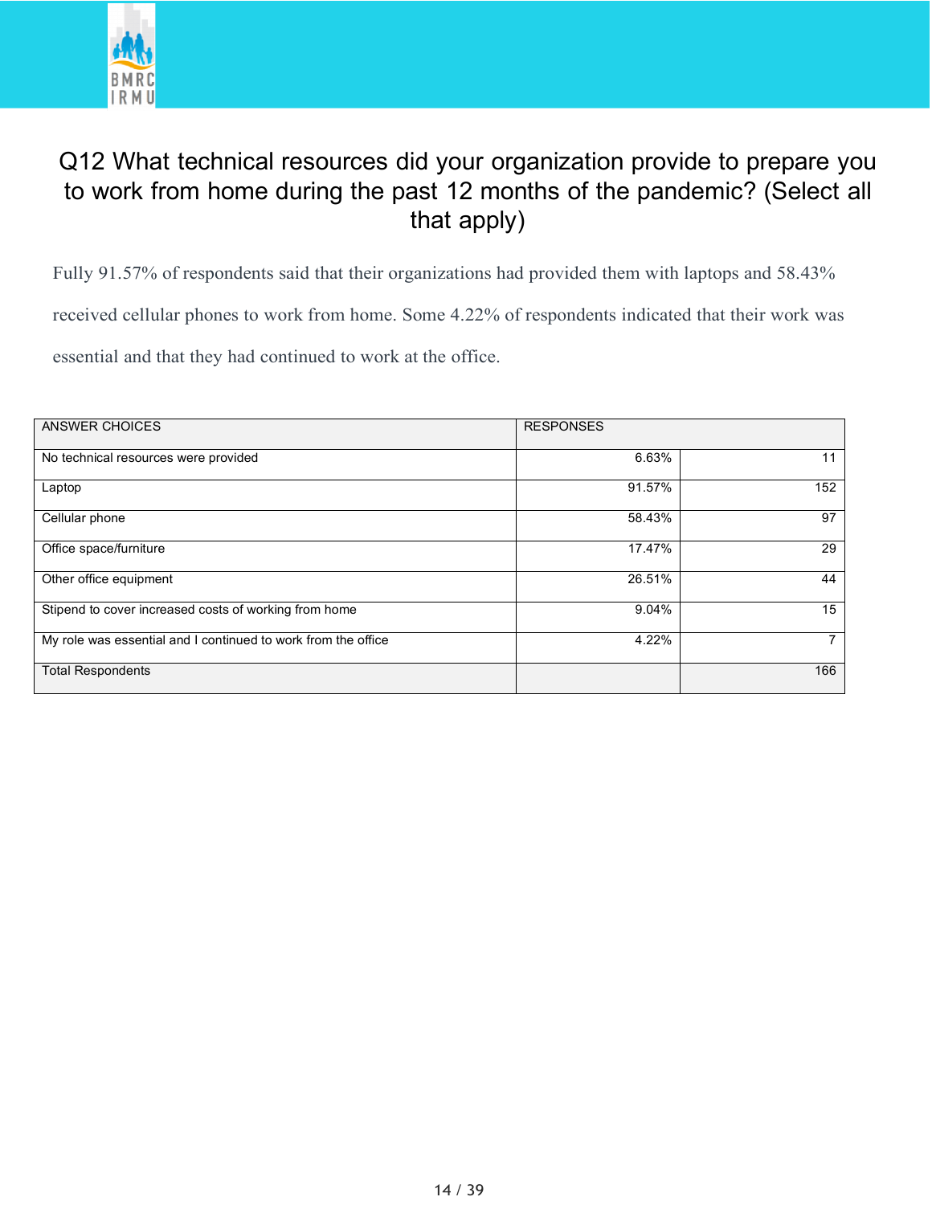## Q12 What technical resources did your organization provide to prepare you to work from home during the past 12 months of the pandemic? (Select all that apply)

Fully 91.57% of respondents said that their organizations had provided them with laptops and 58.43% received cellular phones to work from home. Some 4.22% of respondents indicated that their work was essential and that they had continued to work at the office.

| ANSWER CHOICES | RESPONSES | |
|---|---|---|
| No technical resources were provided | 6.63% | 11 |
| Laptop | 91.57% | 152 |
| Cellular phone | 58.43% | 97 |
| Office space/furniture | 17.47% | 29 |
| Other office equipment | 26.51% | 44 |
| Stipend to cover increased costs of working from home | 9.04% | 15 |
| My role was essential and I continued to work from the office | 4.22% | 7 |
| Total Respondents | | 166 |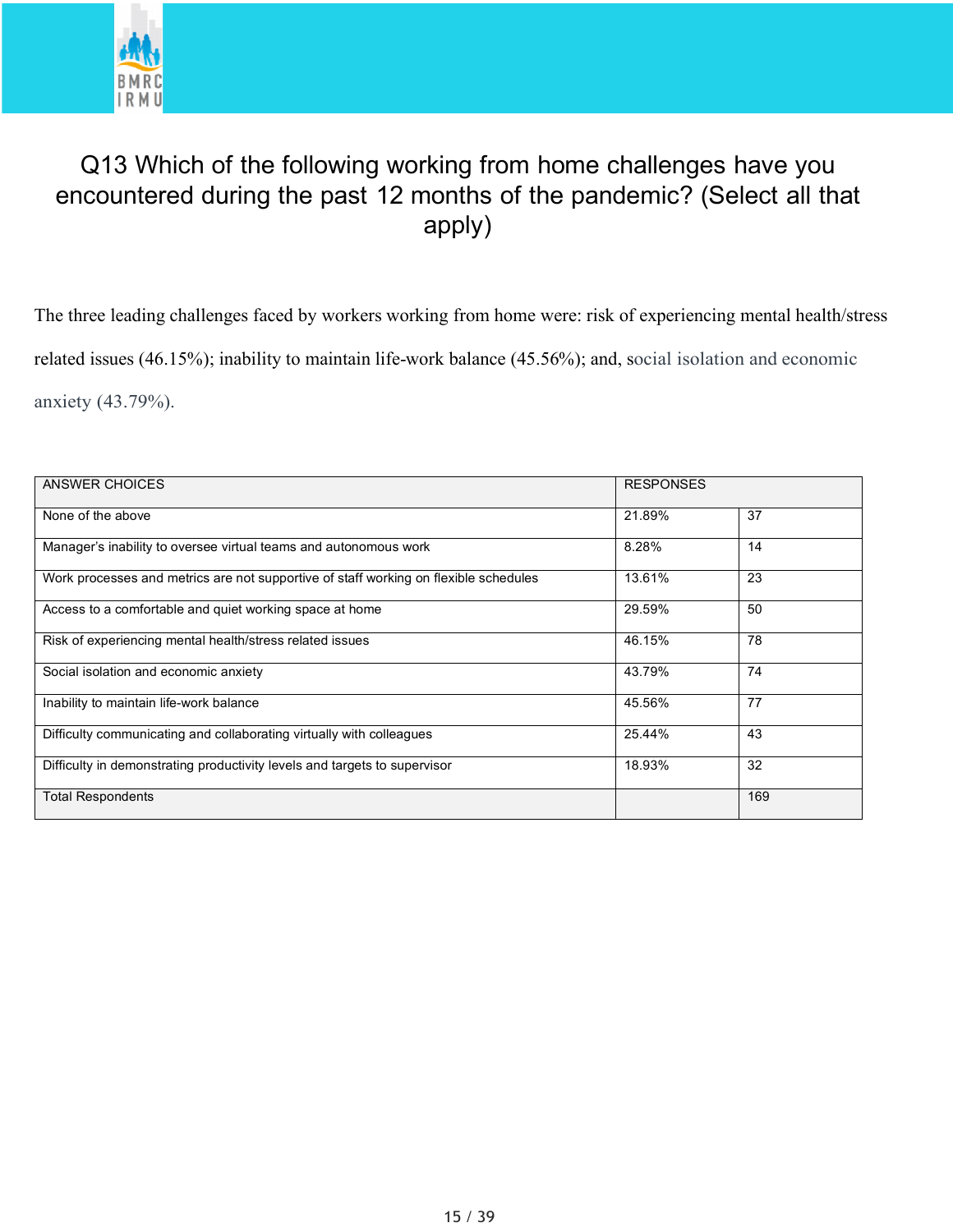## Q13 Which of the following working from home challenges have you encountered during the past 12 months of the pandemic? (Select all that apply)

The three leading challenges faced by workers working from home were: risk of experiencing mental health/stress related issues (46.15%); inability to maintain life-work balance (45.56%); and, social isolation and economic anxiety (43.79%).

| ANSWER CHOICES | RESPONSES | |
|---|---|---|
| None of the above | 21.89% | 37 |
| Manager's inability to oversee virtual teams and autonomous work | 8.28% | 14 |
| Work processes and metrics are not supportive of staff working on flexible schedules | 13.61% | 23 |
| Access to a comfortable and quiet working space at home | 29.59% | 50 |
| Risk of experiencing mental health/stress related issues | 46.15% | 78 |
| Social isolation and economic anxiety | 43.79% | 74 |
| Inability to maintain life-work balance | 45.56% | 77 |
| Difficulty communicating and collaborating virtually with colleagues | 25.44% | 43 |
| Difficulty in demonstrating productivity levels and targets to supervisor | 18.93% | 32 |
| Total Respondents | | 169 |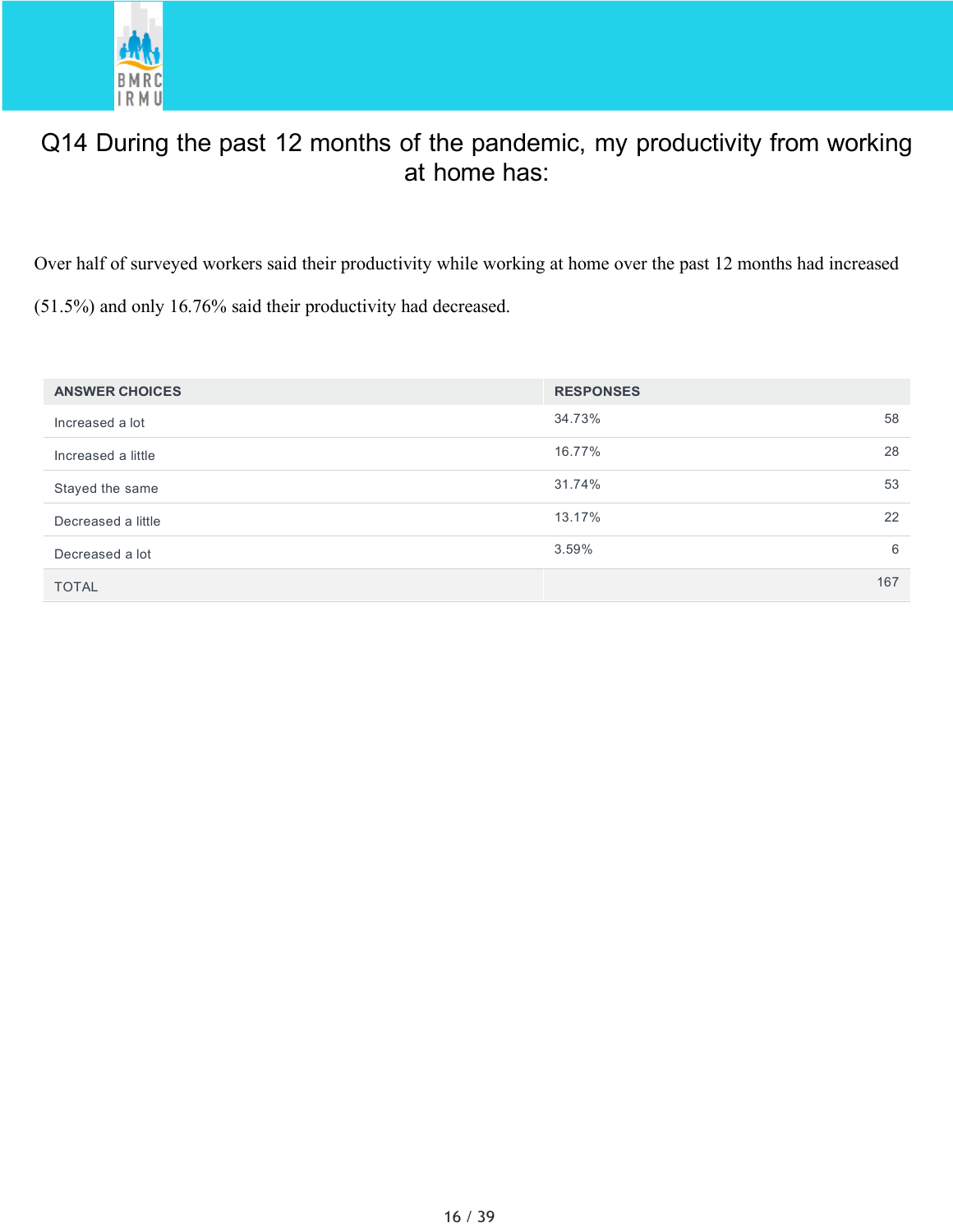# Q14 During the past 12 months of the pandemic, my productivity from working at home has:

Over half of surveyed workers said their productivity while working at home over the past 12 months had increased (51.5%) and only 16.76% said their productivity had decreased.

| ANSWER CHOICES | RESPONSES | |
|---|---|---|
| Increased a lot | 34.73% | 58 |
| Increased a little | 16.77% | 28 |
| Stayed the same | 31.74% | 53 |
| Decreased a little | 13.17% | 22 |
| Decreased a lot | 3.59% | 6 |
| TOTAL | | 167 |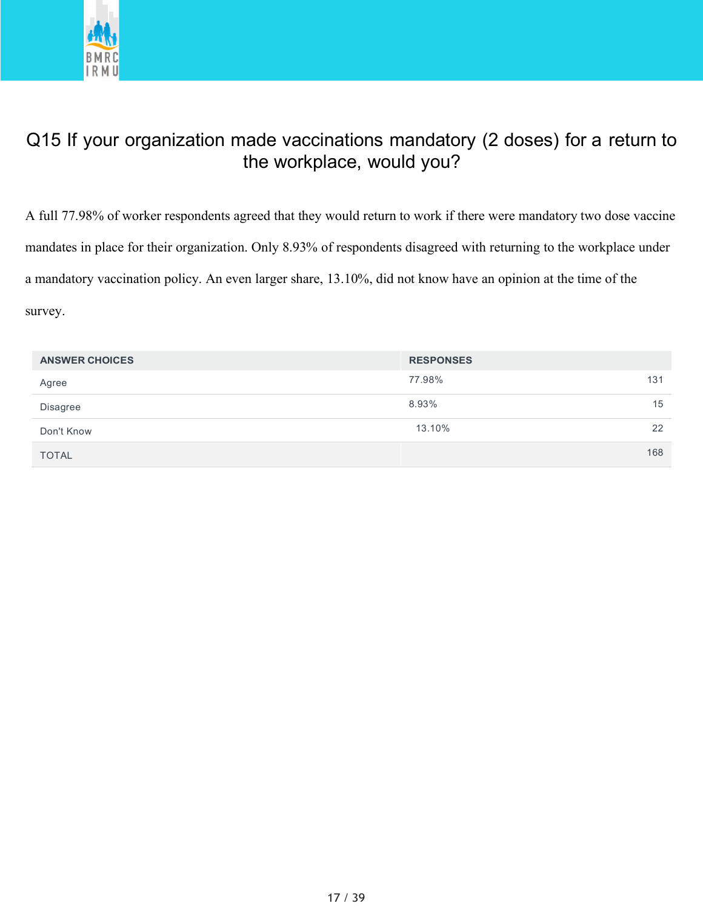## Q15 If your organization made vaccinations mandatory (2 doses) for a return to the workplace, would you?

A full 77.98% of worker respondents agreed that they would return to work if there were mandatory two dose vaccine mandates in place for their organization. Only 8.93% of respondents disagreed with returning to the workplace under a mandatory vaccination policy. An even larger share, 13.10%, did not know have an opinion at the time of the survey.

| ANSWER CHOICES | RESPONSES | |
|---|---|---|
| Agree | 77.98% | 131 |
| Disagree | 8.93% | 15 |
| Don't Know | 13.10% | 22 |
| TOTAL | | 168 |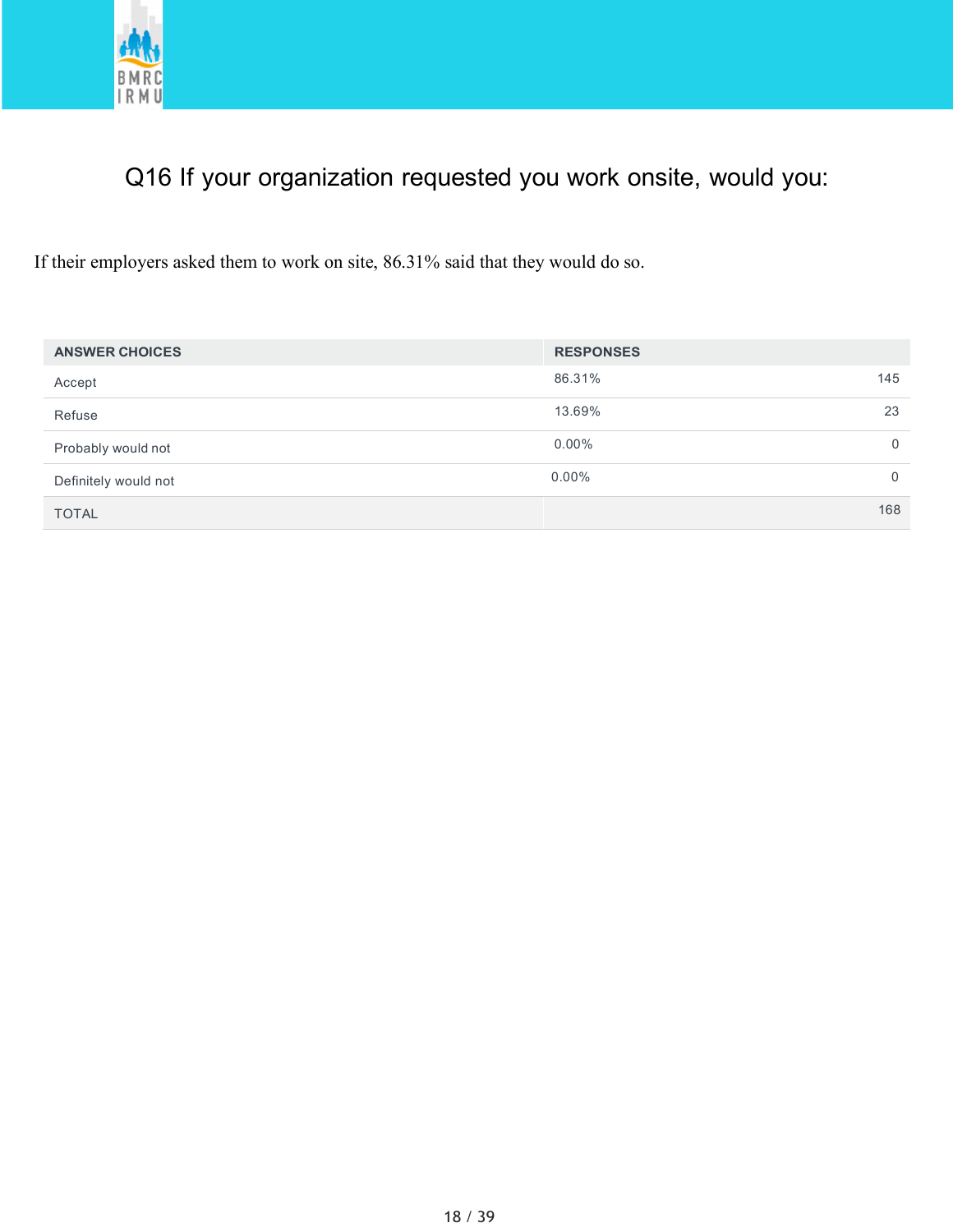## Q16 If your organization requested you work onsite, would you:

If their employers asked them to work on site, 86.31% said that they would do so.

| ANSWER CHOICES | RESPONSES | |
|---|---|---|
| Accept | 86.31% | 145 |
| Refuse | 13.69% | 23 |
| Probably would not | 0.00% | 0 |
| Definitely would not | 0.00% | 0 |
| TOTAL | | 168 |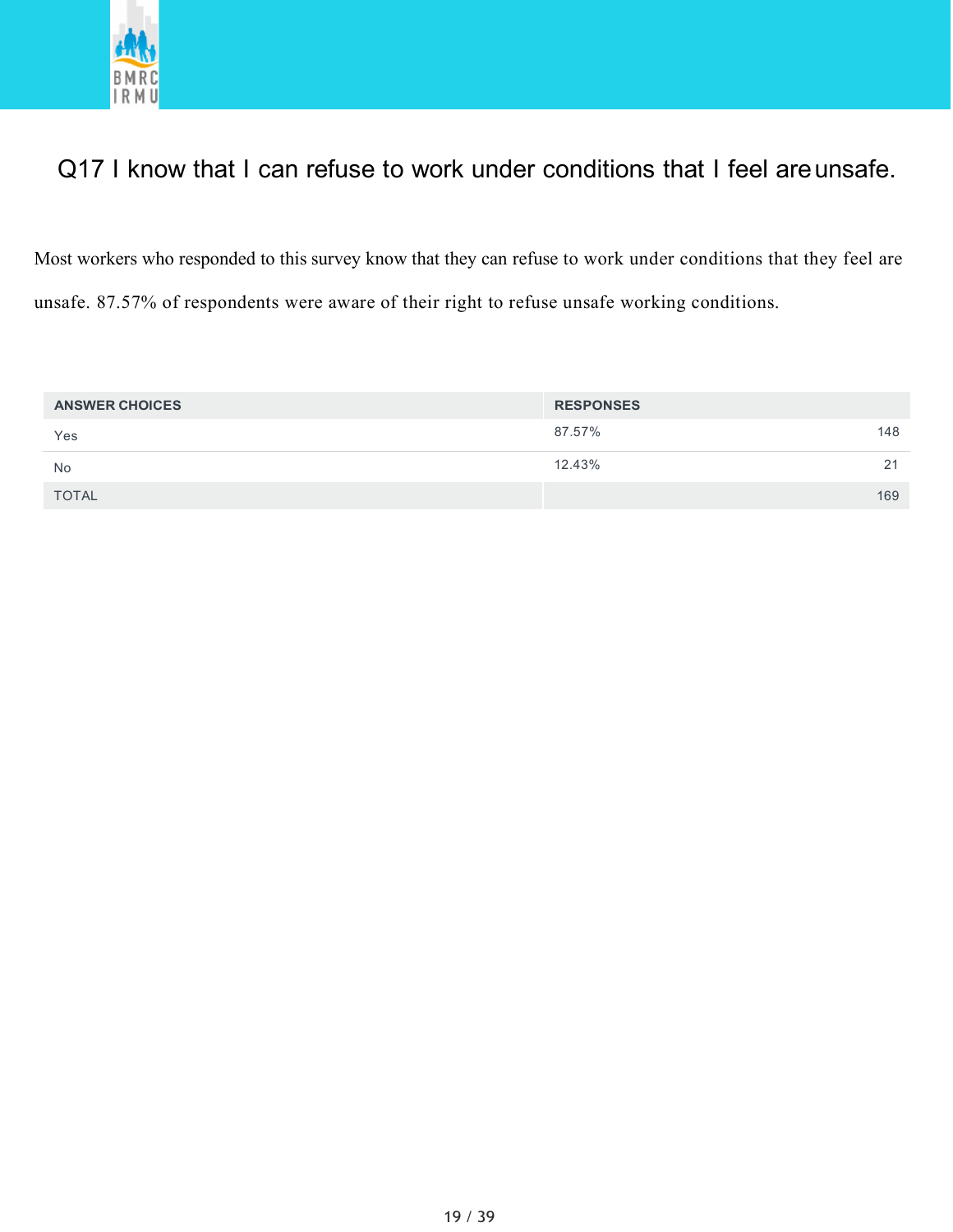## Q17 I know that I can refuse to work under conditions that I feel are unsafe.

Most workers who responded to this survey know that they can refuse to work under conditions that they feel are unsafe. 87.57% of respondents were aware of their right to refuse unsafe working conditions.

| ANSWER CHOICES | RESPONSES | |
|---|---|---|
| Yes | 87.57% | 148 |
| No | 12.43% | 21 |
| TOTAL | | 169 |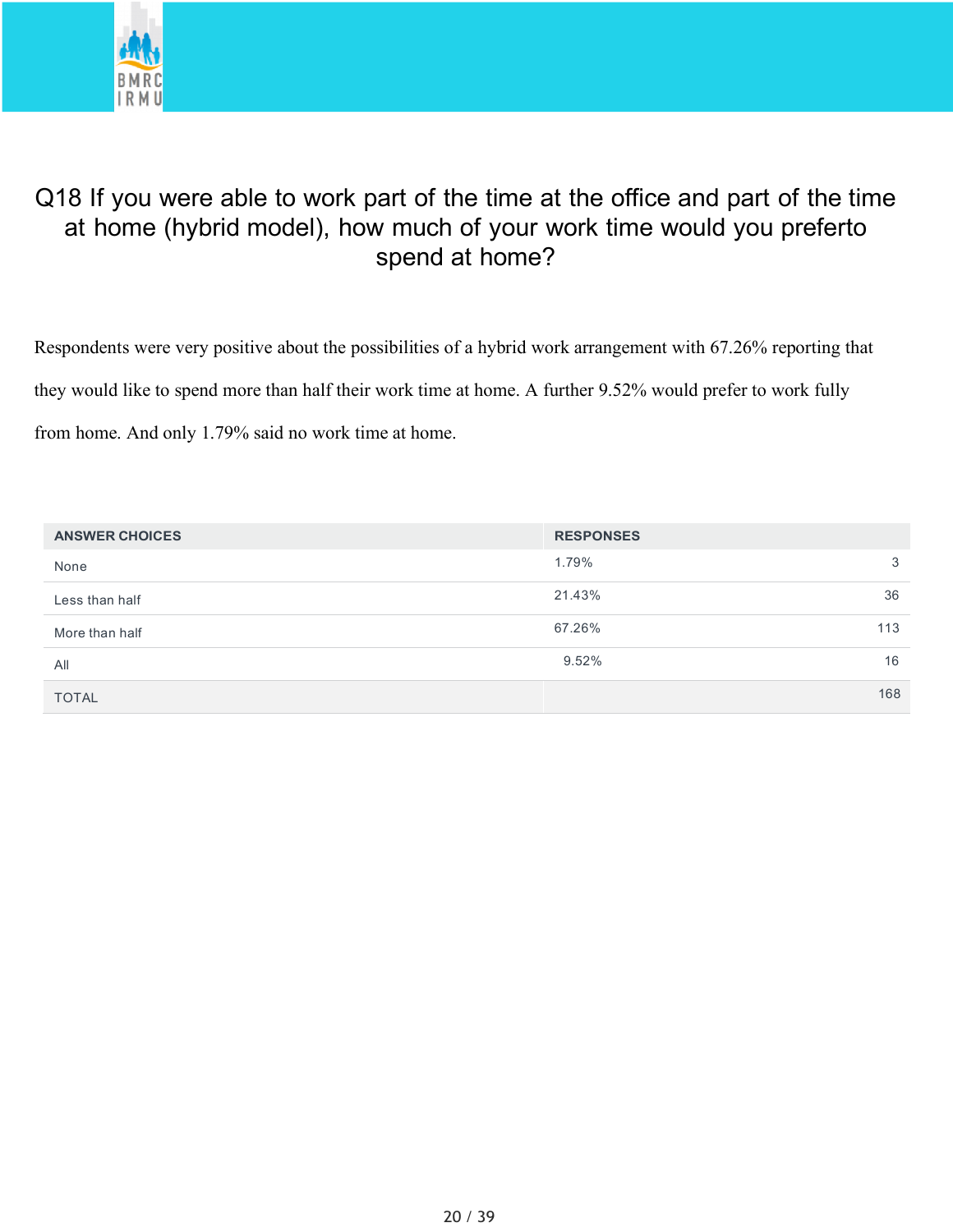## Q18 If you were able to work part of the time at the office and part of the time at home (hybrid model), how much of your work time would you preferto spend at home?

Respondents were very positive about the possibilities of a hybrid work arrangement with 67.26% reporting that they would like to spend more than half their work time at home. A further 9.52% would prefer to work fully from home. And only 1.79% said no work time at home.

| ANSWER CHOICES | RESPONSES | |
|---|---|---|
| None | 1.79% | 3 |
| Less than half | 21.43% | 36 |
| More than half | 67.26% | 113 |
| All | 9.52% | 16 |
| TOTAL | | 168 |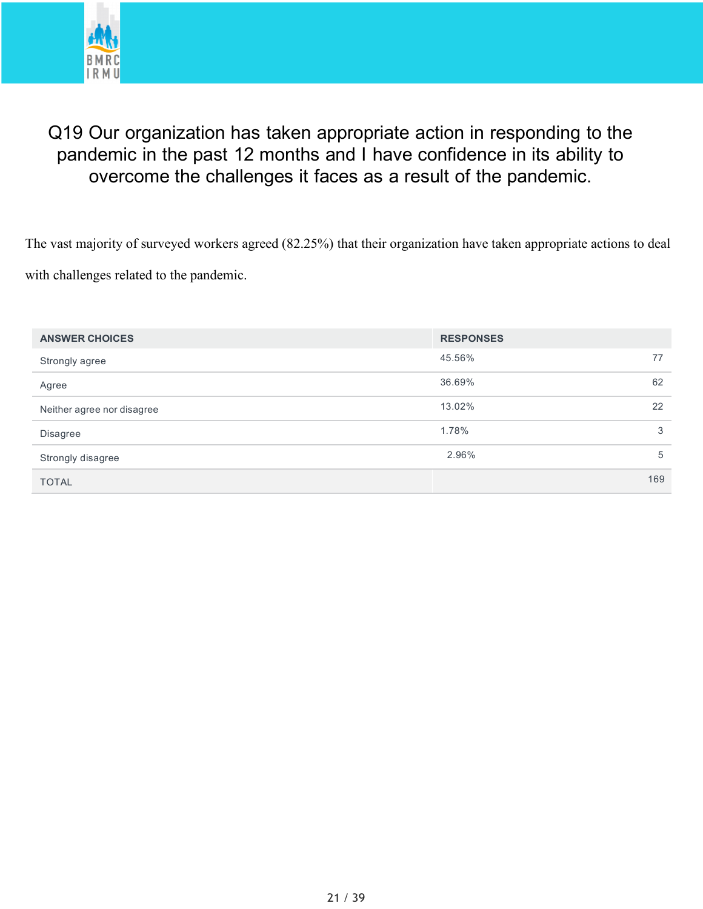## Q19 Our organization has taken appropriate action in responding to the pandemic in the past 12 months and I have confidence in its ability to overcome the challenges it faces as a result of the pandemic.

The vast majority of surveyed workers agreed (82.25%) that their organization have taken appropriate actions to deal with challenges related to the pandemic.

| ANSWER CHOICES | RESPONSES | |
|---|---|---|
| Strongly agree | 45.56% | 77 |
| Agree | 36.69% | 62 |
| Neither agree nor disagree | 13.02% | 22 |
| Disagree | 1.78% | 3 |
| Strongly disagree | 2.96% | 5 |
| TOTAL | | 169 |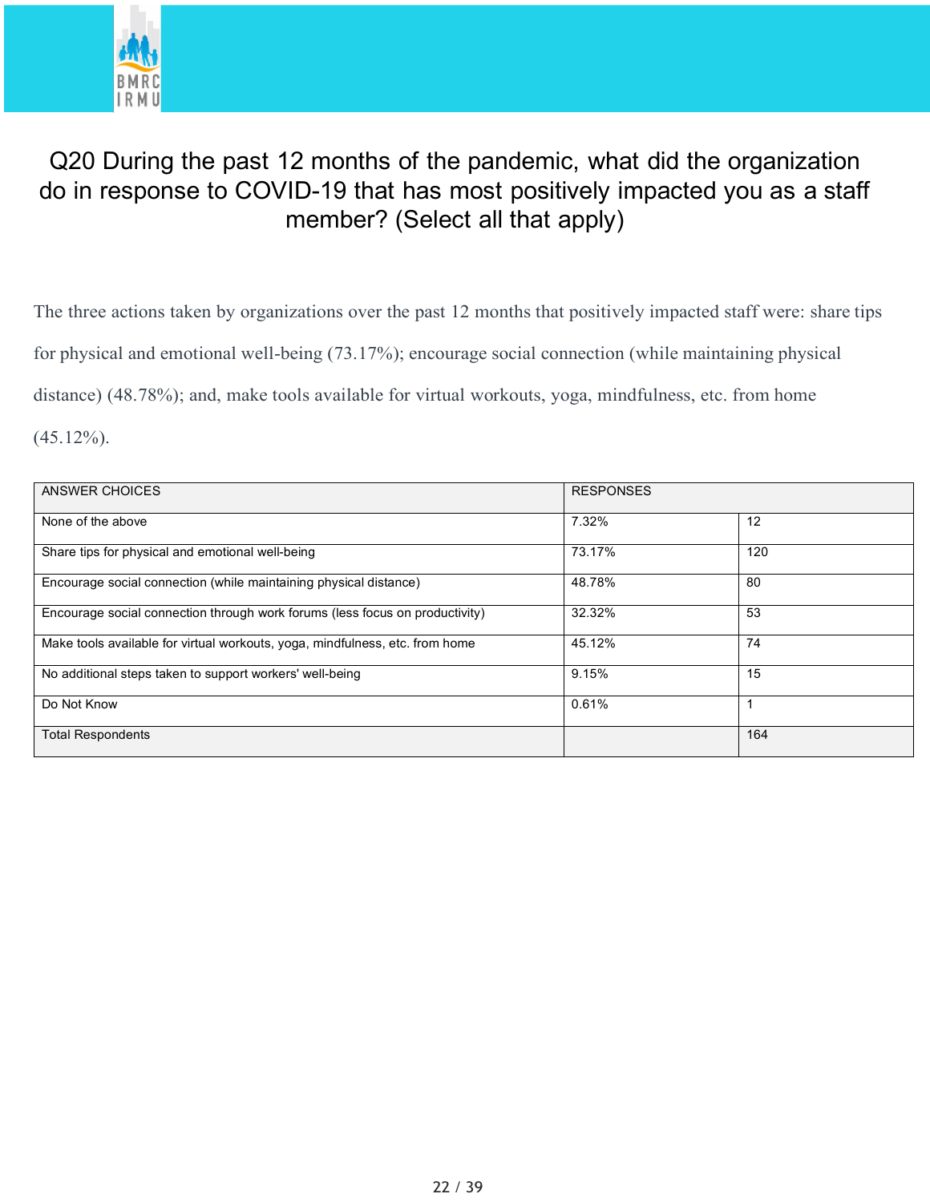# Q20 During the past 12 months of the pandemic, what did the organization do in response to COVID-19 that has most positively impacted you as a staff member? (Select all that apply)

The three actions taken by organizations over the past 12 months that positively impacted staff were: share tips for physical and emotional well-being (73.17%); encourage social connection (while maintaining physical distance) (48.78%); and, make tools available for virtual workouts, yoga, mindfulness, etc. from home (45.12%).

| ANSWER CHOICES | RESPONSES | |
|---|---|---|
| None of the above | 7.32% | 12 |
| Share tips for physical and emotional well-being | 73.17% | 120 |
| Encourage social connection (while maintaining physical distance) | 48.78% | 80 |
| Encourage social connection through work forums (less focus on productivity) | 32.32% | 53 |
| Make tools available for virtual workouts, yoga, mindfulness, etc. from home | 45.12% | 74 |
| No additional steps taken to support workers' well-being | 9.15% | 15 |
| Do Not Know | 0.61% | 1 |
| Total Respondents | | 164 |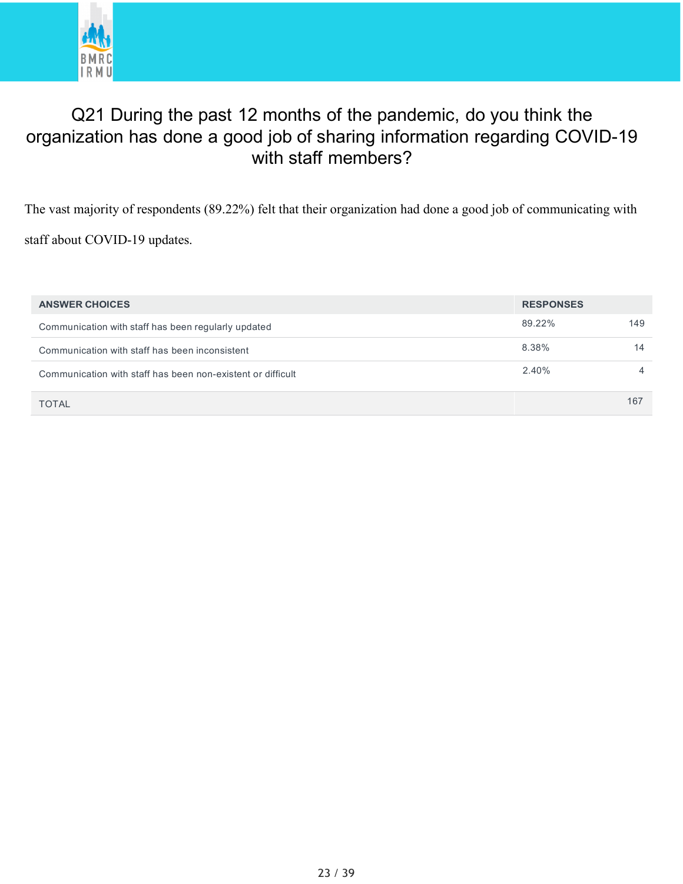## Q21 During the past 12 months of the pandemic, do you think the organization has done a good job of sharing information regarding COVID-19 with staff members?

The vast majority of respondents (89.22%) felt that their organization had done a good job of communicating with staff about COVID-19 updates.

| ANSWER CHOICES | RESPONSES | |
|---|---|---|
| Communication with staff has been regularly updated | 89.22% | 149 |
| Communication with staff has been inconsistent | 8.38% | 14 |
| Communication with staff has been non-existent or difficult | 2.40% | 4 |
| TOTAL | | 167 |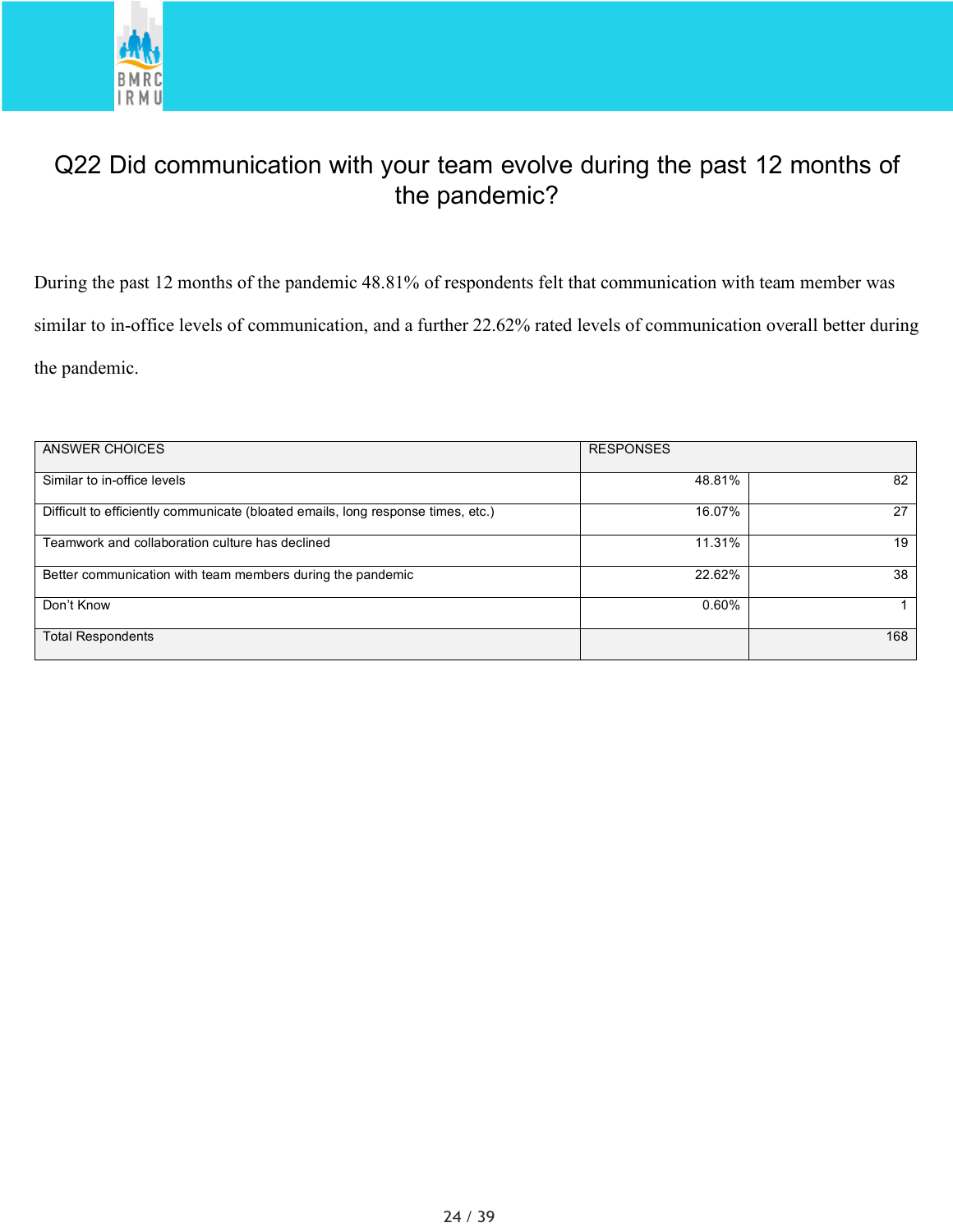# Q22 Did communication with your team evolve during the past 12 months of the pandemic?

During the past 12 months of the pandemic 48.81% of respondents felt that communication with team member was similar to in-office levels of communication, and a further 22.62% rated levels of communication overall better during the pandemic.

| ANSWER CHOICES | RESPONSES | |
|---|---|---|
| Similar to in-office levels | 48.81% | 82 |
| Difficult to efficiently communicate (bloated emails, long response times, etc.) | 16.07% | 27 |
| Teamwork and collaboration culture has declined | 11.31% | 19 |
| Better communication with team members during the pandemic | 22.62% | 38 |
| Don't Know | 0.60% | 1 |
| Total Respondents | | 168 |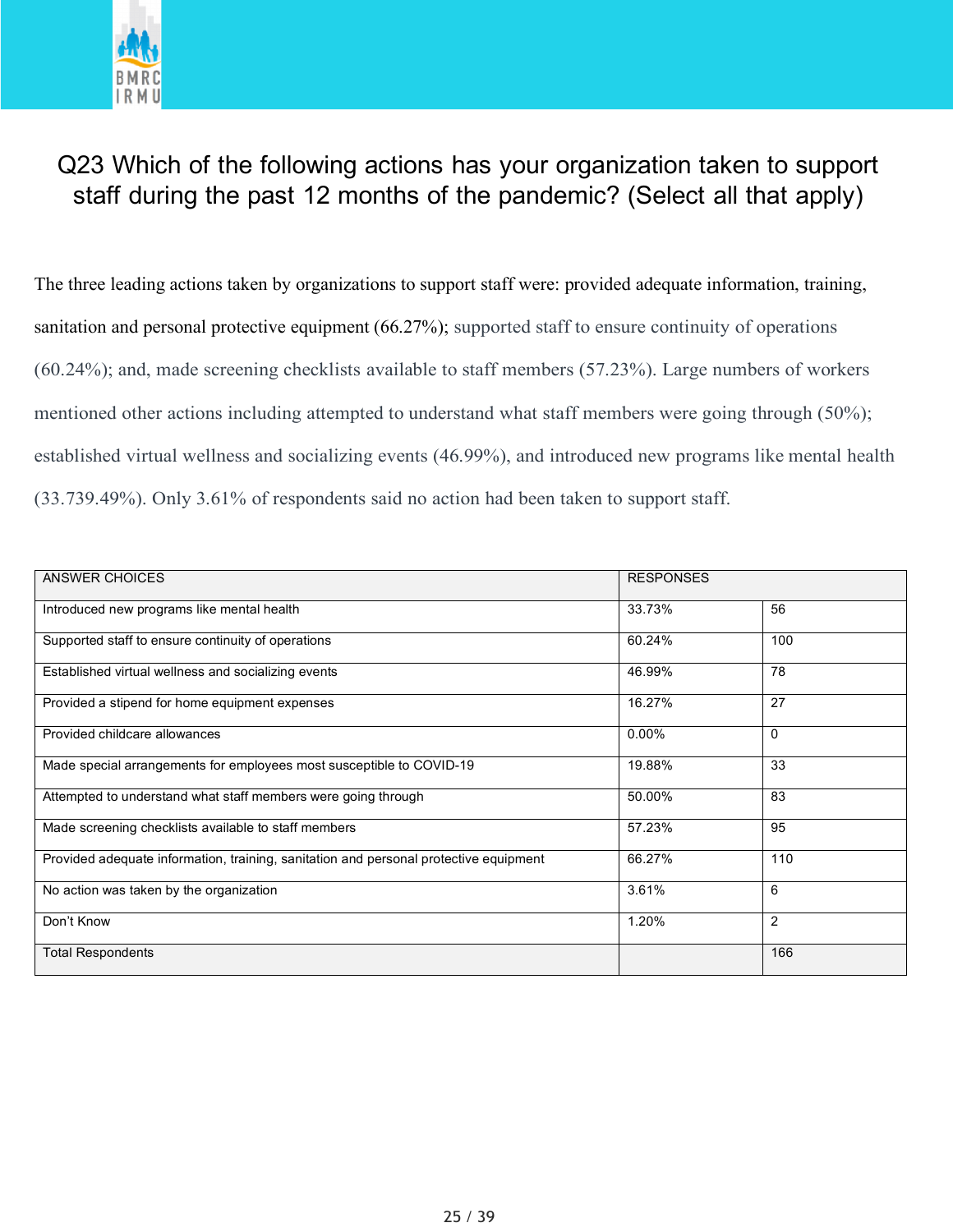## Q23 Which of the following actions has your organization taken to support staff during the past 12 months of the pandemic? (Select all that apply)

The three leading actions taken by organizations to support staff were: provided adequate information, training, sanitation and personal protective equipment (66.27%); supported staff to ensure continuity of operations (60.24%); and, made screening checklists available to staff members (57.23%). Large numbers of workers mentioned other actions including attempted to understand what staff members were going through (50%); established virtual wellness and socializing events (46.99%), and introduced new programs like mental health (33.739.49%). Only 3.61% of respondents said no action had been taken to support staff.

| ANSWER CHOICES | RESPONSES | |
|---|---|---|
| Introduced new programs like mental health | 33.73% | 56 |
| Supported staff to ensure continuity of operations | 60.24% | 100 |
| Established virtual wellness and socializing events | 46.99% | 78 |
| Provided a stipend for home equipment expenses | 16.27% | 27 |
| Provided childcare allowances | 0.00% | 0 |
| Made special arrangements for employees most susceptible to COVID-19 | 19.88% | 33 |
| Attempted to understand what staff members were going through | 50.00% | 83 |
| Made screening checklists available to staff members | 57.23% | 95 |
| Provided adequate information, training, sanitation and personal protective equipment | 66.27% | 110 |
| No action was taken by the organization | 3.61% | 6 |
| Don't Know | 1.20% | 2 |
| Total Respondents | | 166 |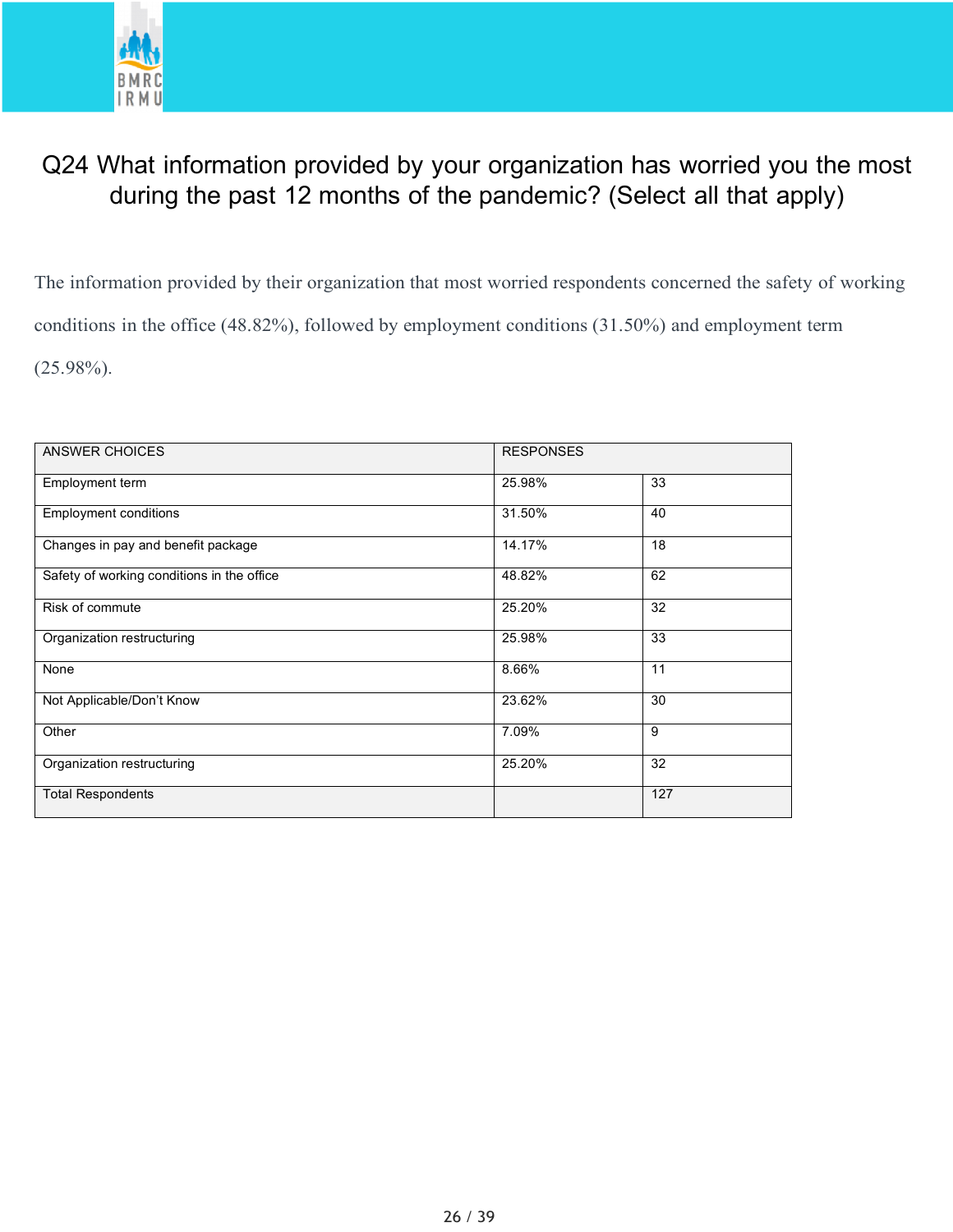## Q24 What information provided by your organization has worried you the most during the past 12 months of the pandemic? (Select all that apply)

The information provided by their organization that most worried respondents concerned the safety of working conditions in the office (48.82%), followed by employment conditions (31.50%) and employment term (25.98%).

| ANSWER CHOICES | RESPONSES | |
|---|---|---|
| Employment term | 25.98% | 33 |
| Employment conditions | 31.50% | 40 |
| Changes in pay and benefit package | 14.17% | 18 |
| Safety of working conditions in the office | 48.82% | 62 |
| Risk of commute | 25.20% | 32 |
| Organization restructuring | 25.98% | 33 |
| None | 8.66% | 11 |
| Not Applicable/Don't Know | 23.62% | 30 |
| Other | 7.09% | 9 |
| Organization restructuring | 25.20% | 32 |
| Total Respondents | | 127 |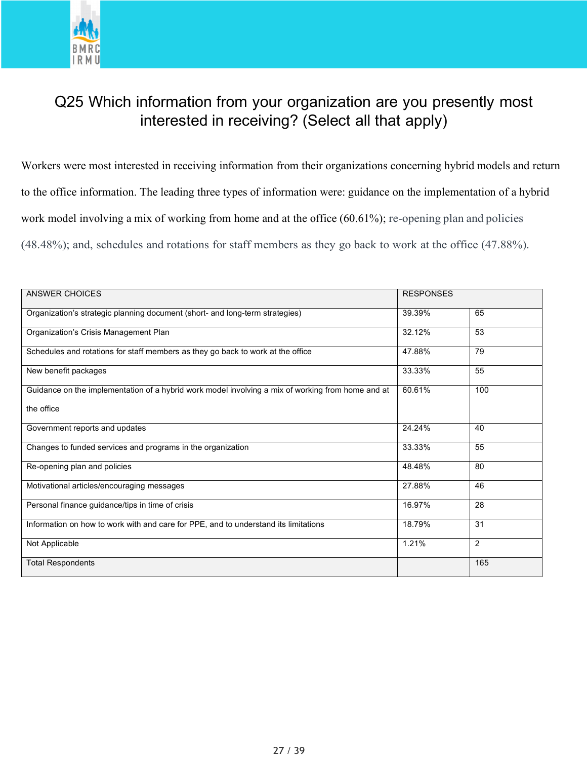# Q25 Which information from your organization are you presently most interested in receiving? (Select all that apply)

Workers were most interested in receiving information from their organizations concerning hybrid models and return to the office information. The leading three types of information were: guidance on the implementation of a hybrid work model involving a mix of working from home and at the office (60.61%); re-opening plan and policies (48.48%); and, schedules and rotations for staff members as they go back to work at the office (47.88%).

| ANSWER CHOICES | RESPONSES | |
|---|---|---|
| Organization's strategic planning document (short- and long-term strategies) | 39.39% | 65 |
| Organization's Crisis Management Plan | 32.12% | 53 |
| Schedules and rotations for staff members as they go back to work at the office | 47.88% | 79 |
| New benefit packages | 33.33% | 55 |
| Guidance on the implementation of a hybrid work model involving a mix of working from home and at the office | 60.61% | 100 |
| Government reports and updates | 24.24% | 40 |
| Changes to funded services and programs in the organization | 33.33% | 55 |
| Re-opening plan and policies | 48.48% | 80 |
| Motivational articles/encouraging messages | 27.88% | 46 |
| Personal finance guidance/tips in time of crisis | 16.97% | 28 |
| Information on how to work with and care for PPE, and to understand its limitations | 18.79% | 31 |
| Not Applicable | 1.21% | 2 |
| Total Respondents | | 165 |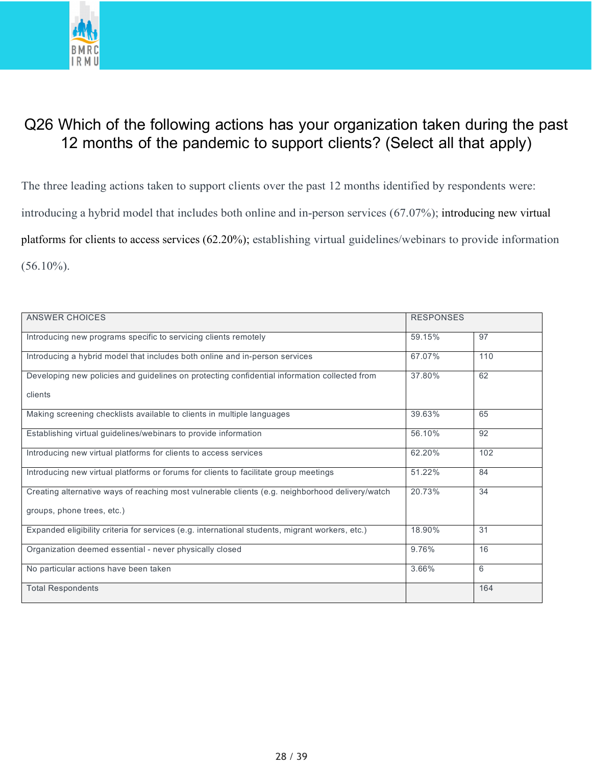## Q26 Which of the following actions has your organization taken during the past 12 months of the pandemic to support clients? (Select all that apply)

The three leading actions taken to support clients over the past 12 months identified by respondents were: introducing a hybrid model that includes both online and in-person services (67.07%); introducing new virtual platforms for clients to access services (62.20%); establishing virtual guidelines/webinars to provide information (56.10%).

| ANSWER CHOICES | RESPONSES | |
|---|---|---|
| Introducing new programs specific to servicing clients remotely | 59.15% | 97 |
| Introducing a hybrid model that includes both online and in-person services | 67.07% | 110 |
| Developing new policies and guidelines on protecting confidential information collected from clients | 37.80% | 62 |
| Making screening checklists available to clients in multiple languages | 39.63% | 65 |
| Establishing virtual guidelines/webinars to provide information | 56.10% | 92 |
| Introducing new virtual platforms for clients to access services | 62.20% | 102 |
| Introducing new virtual platforms or forums for clients to facilitate group meetings | 51.22% | 84 |
| Creating alternative ways of reaching most vulnerable clients (e.g. neighborhood delivery/watch groups, phone trees, etc.) | 20.73% | 34 |
| Expanded eligibility criteria for services (e.g. international students, migrant workers, etc.) | 18.90% | 31 |
| Organization deemed essential - never physically closed | 9.76% | 16 |
| No particular actions have been taken | 3.66% | 6 |
| Total Respondents | | 164 |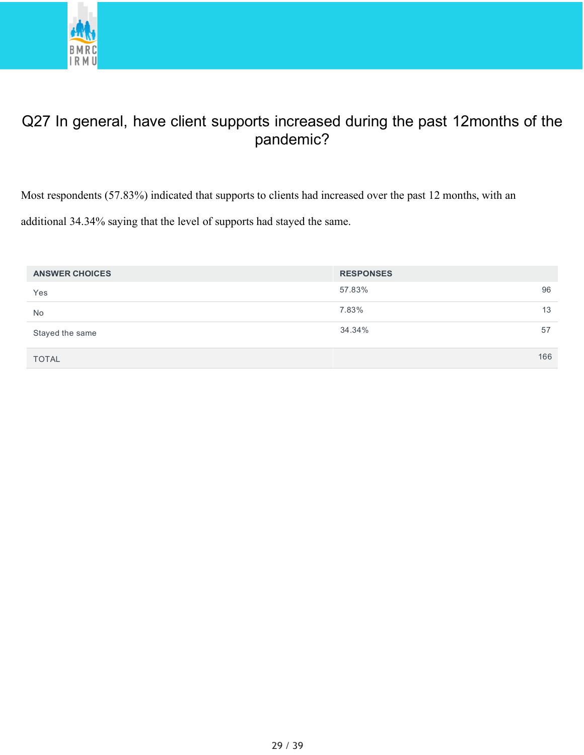## Q27 In general, have client supports increased during the past 12months of the pandemic?

Most respondents (57.83%) indicated that supports to clients had increased over the past 12 months, with an additional 34.34% saying that the level of supports had stayed the same.

| ANSWER CHOICES | RESPONSES | |
|---|---|---|
| Yes | 57.83% | 96 |
| No | 7.83% | 13 |
| Stayed the same | 34.34% | 57 |
| TOTAL | | 166 |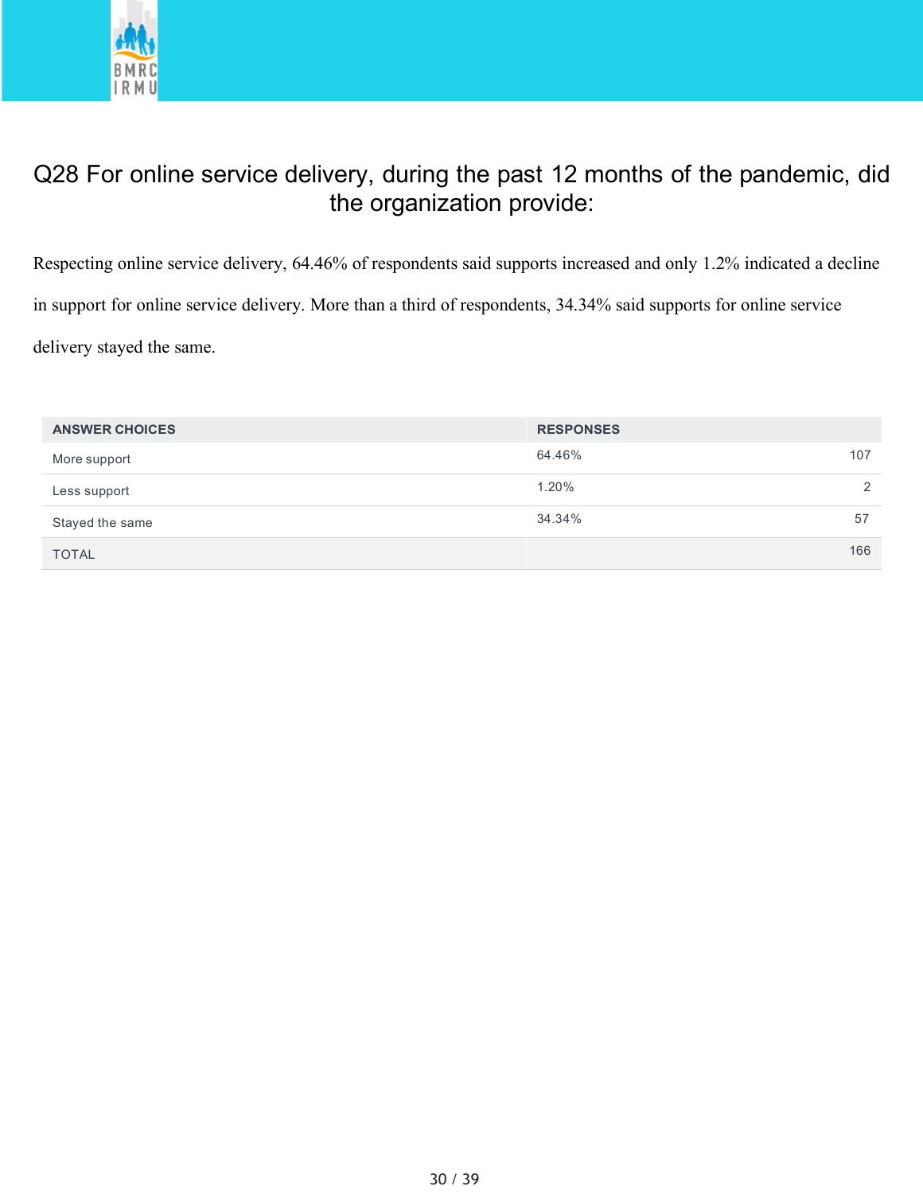## Q28 For online service delivery, during the past 12 months of the pandemic, did the organization provide:

Respecting online service delivery, 64.46% of respondents said supports increased and only 1.2% indicated a decline in support for online service delivery. More than a third of respondents, 34.34% said supports for online service delivery stayed the same.

| ANSWER CHOICES | RESPONSES | |
|---|---|---|
| More support | 64.46% | 107 |
| Less support | 1.20% | 2 |
| Stayed the same | 34.34% | 57 |
| TOTAL | | 166 |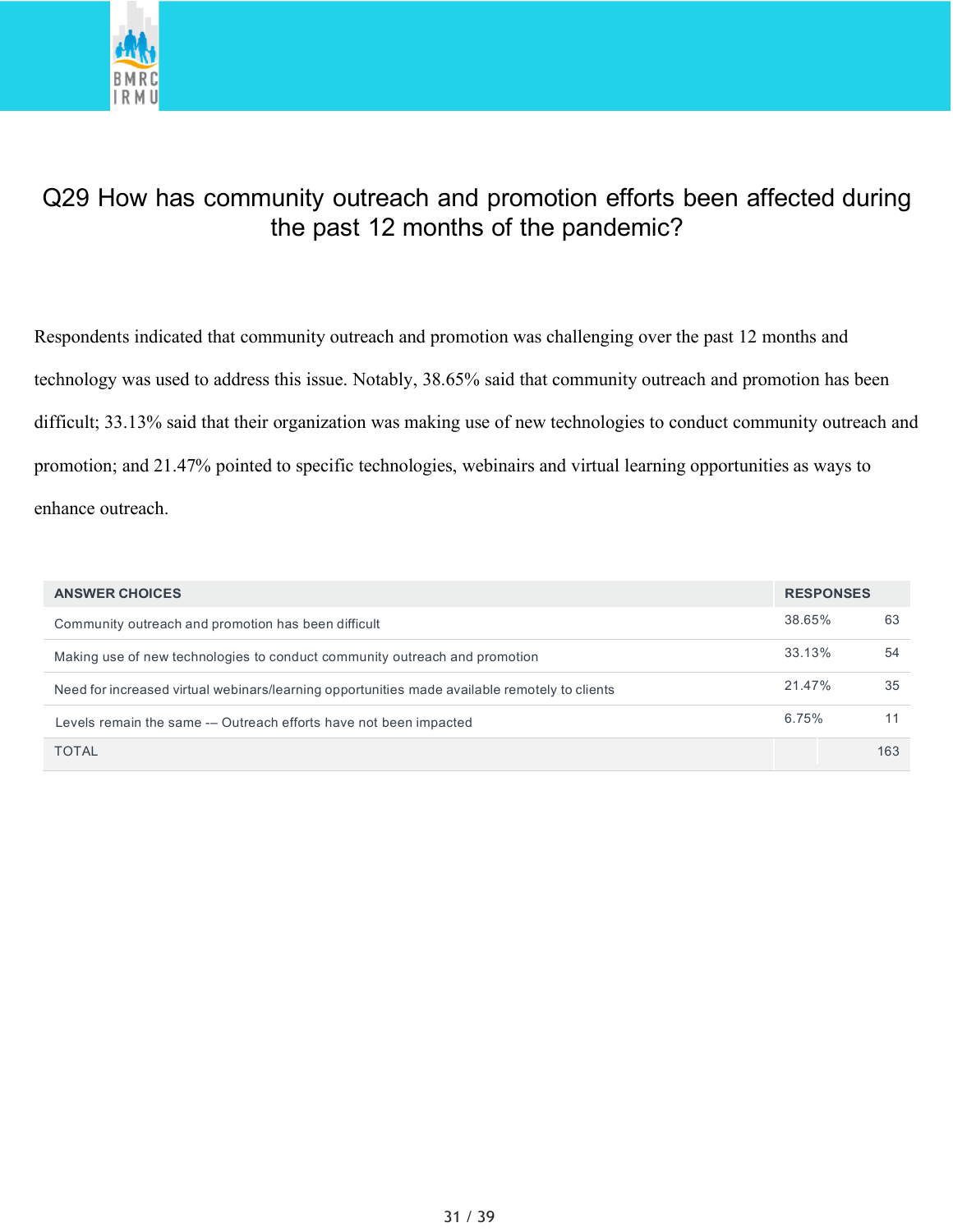## Q29 How has community outreach and promotion efforts been affected during the past 12 months of the pandemic?

Respondents indicated that community outreach and promotion was challenging over the past 12 months and technology was used to address this issue. Notably, 38.65% said that community outreach and promotion has been difficult; 33.13% said that their organization was making use of new technologies to conduct community outreach and promotion; and 21.47% pointed to specific technologies, webinairs and virtual learning opportunities as ways to enhance outreach.

| ANSWER CHOICES | RESPONSES | |
|---|---|---|
| Community outreach and promotion has been difficult | 38.65% | 63 |
| Making use of new technologies to conduct community outreach and promotion | 33.13% | 54 |
| Need for increased virtual webinars/learning opportunities made available remotely to clients | 21.47% | 35 |
| Levels remain the same -– Outreach efforts have not been impacted | 6.75% | 11 |
| TOTAL | | 163 |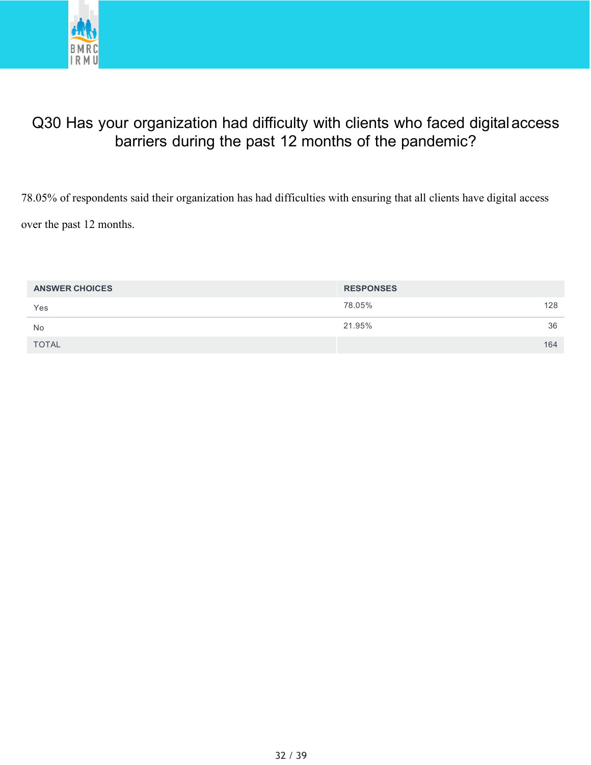# Q30 Has your organization had difficulty with clients who faced digital access barriers during the past 12 months of the pandemic?

78.05% of respondents said their organization has had difficulties with ensuring that all clients have digital access over the past 12 months.

| ANSWER CHOICES | RESPONSES | |
|---|---|---|
| Yes | 78.05% | 128 |
| No | 21.95% | 36 |
| TOTAL | | 164 |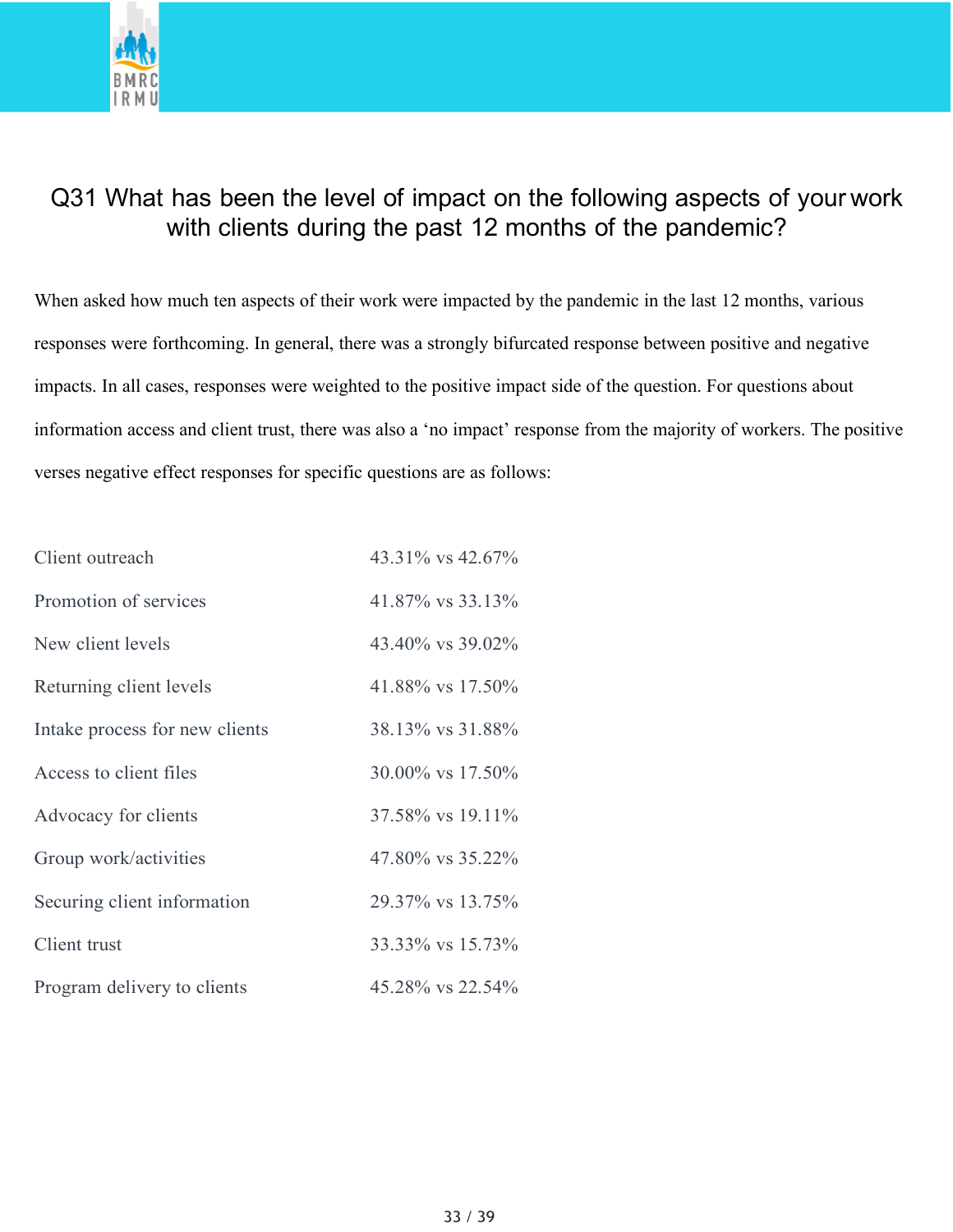## Q31 What has been the level of impact on the following aspects of your work with clients during the past 12 months of the pandemic?

When asked how much ten aspects of their work were impacted by the pandemic in the last 12 months, various responses were forthcoming. In general, there was a strongly bifurcated response between positive and negative impacts. In all cases, responses were weighted to the positive impact side of the question. For questions about information access and client trust, there was also a 'no impact' response from the majority of workers. The positive verses negative effect responses for specific questions are as follows:

| | |
|---|---|
| Client outreach | 43.31% vs 42.67% |
| Promotion of services | 41.87% vs 33.13% |
| New client levels | 43.40% vs 39.02% |
| Returning client levels | 41.88% vs 17.50% |
| Intake process for new clients | 38.13% vs 31.88% |
| Access to client files | 30.00% vs 17.50% |
| Advocacy for clients | 37.58% vs 19.11% |
| Group work/activities | 47.80% vs 35.22% |
| Securing client information | 29.37% vs 13.75% |
| Client trust | 33.33% vs 15.73% |
| Program delivery to clients | 45.28% vs 22.54% |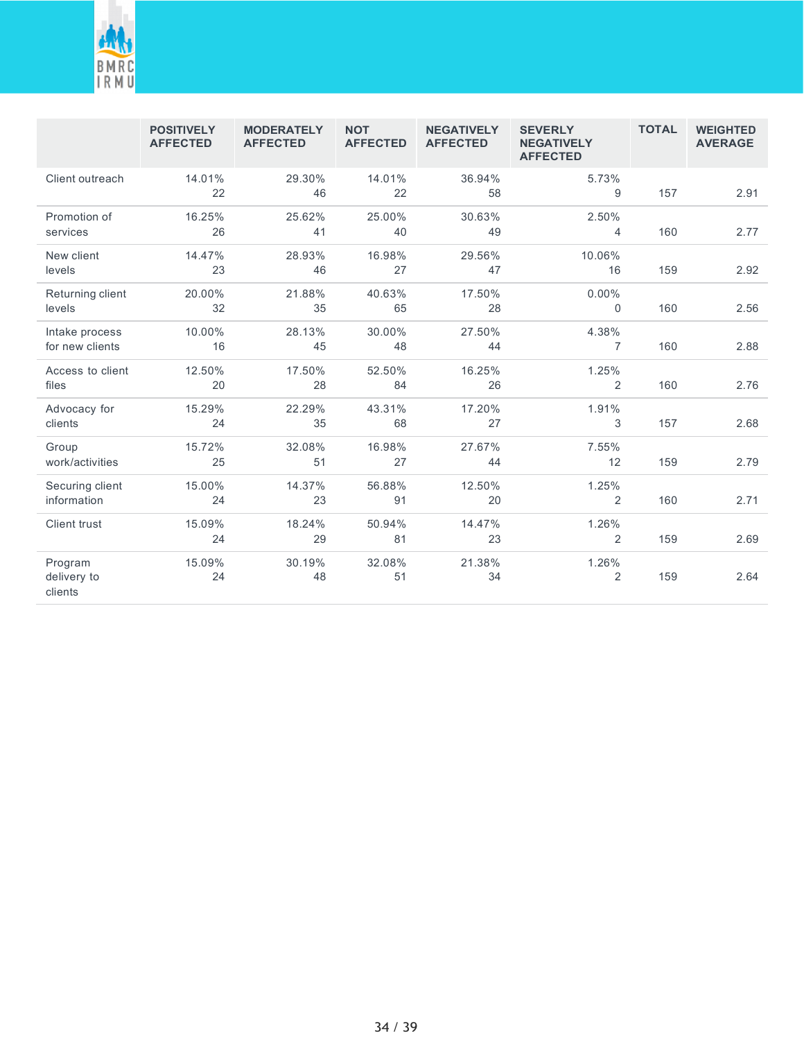| | POSITIVELY AFFECTED | MODERATELY AFFECTED | NOT AFFECTED | NEGATIVELY AFFECTED | SEVERLY NEGATIVELY AFFECTED | TOTAL | WEIGHTED AVERAGE |
|---|---|---|---|---|---|---|---|
| Client outreach | 14.01% 22 | 29.30% 46 | 14.01% 22 | 36.94% 58 | 5.73% 9 | 157 | 2.91 |
| Promotion of services | 16.25% 26 | 25.62% 41 | 25.00% 40 | 30.63% 49 | 2.50% 4 | 160 | 2.77 |
| New client levels | 14.47% 23 | 28.93% 46 | 16.98% 27 | 29.56% 47 | 10.06% 16 | 159 | 2.92 |
| Returning client levels | 20.00% 32 | 21.88% 35 | 40.63% 65 | 17.50% 28 | 0.00% 0 | 160 | 2.56 |
| Intake process for new clients | 10.00% 16 | 28.13% 45 | 30.00% 48 | 27.50% 44 | 4.38% 7 | 160 | 2.88 |
| Access to client files | 12.50% 20 | 17.50% 28 | 52.50% 84 | 16.25% 26 | 1.25% 2 | 160 | 2.76 |
| Advocacy for clients | 15.29% 24 | 22.29% 35 | 43.31% 68 | 17.20% 27 | 1.91% 3 | 157 | 2.68 |
| Group work/activities | 15.72% 25 | 32.08% 51 | 16.98% 27 | 27.67% 44 | 7.55% 12 | 159 | 2.79 |
| Securing client information | 15.00% 24 | 14.37% 23 | 56.88% 91 | 12.50% 20 | 1.25% 2 | 160 | 2.71 |
| Client trust | 15.09% 24 | 18.24% 29 | 50.94% 81 | 14.47% 23 | 1.26% 2 | 159 | 2.69 |
| Program delivery to clients | 15.09% 24 | 30.19% 48 | 32.08% 51 | 21.38% 34 | 1.26% 2 | 159 | 2.64 |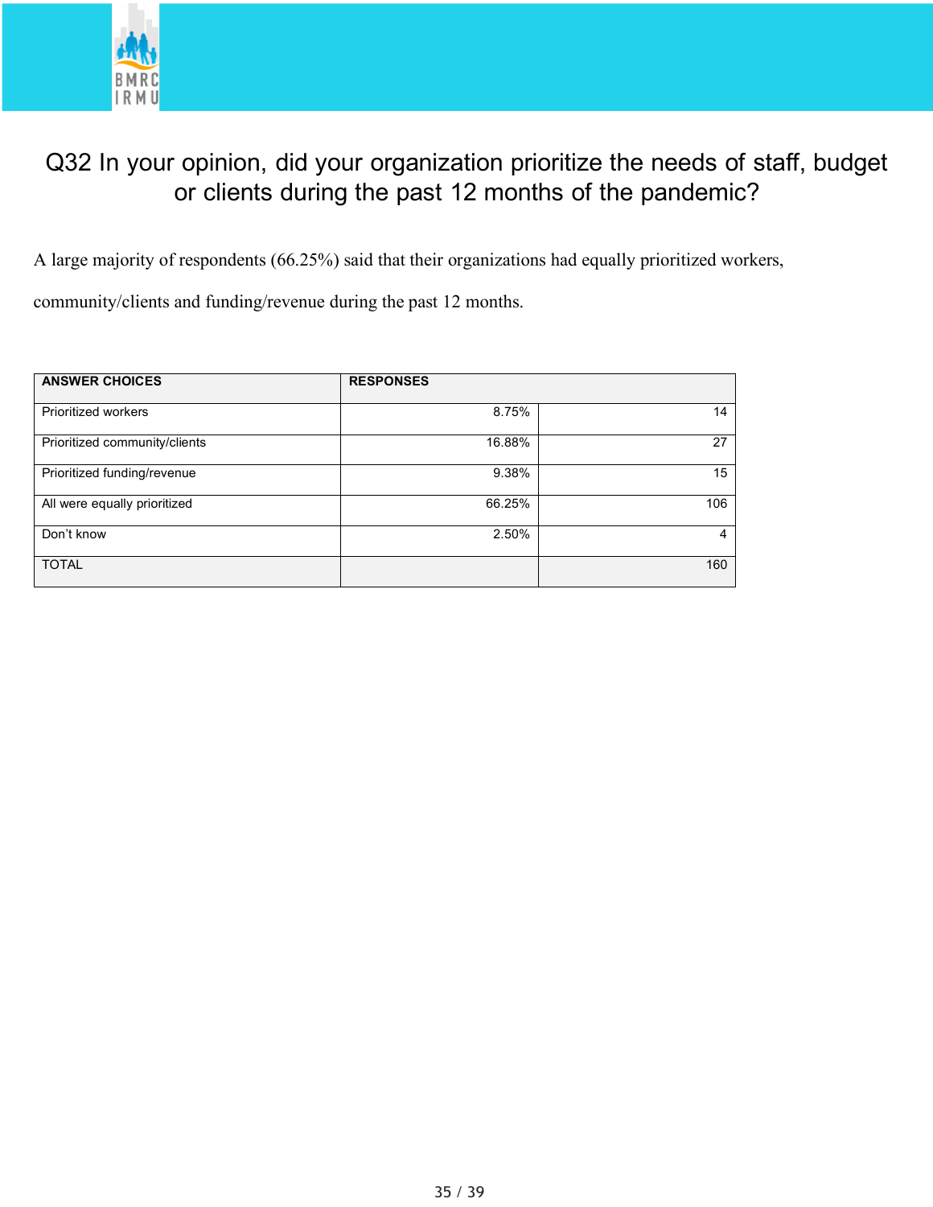# Q32 In your opinion, did your organization prioritize the needs of staff, budget or clients during the past 12 months of the pandemic?

A large majority of respondents (66.25%) said that their organizations had equally prioritized workers, community/clients and funding/revenue during the past 12 months.

| ANSWER CHOICES | RESPONSES | |
|---|---|---|
| Prioritized workers | 8.75% | 14 |
| Prioritized community/clients | 16.88% | 27 |
| Prioritized funding/revenue | 9.38% | 15 |
| All were equally prioritized | 66.25% | 106 |
| Don't know | 2.50% | 4 |
| TOTAL | | 160 |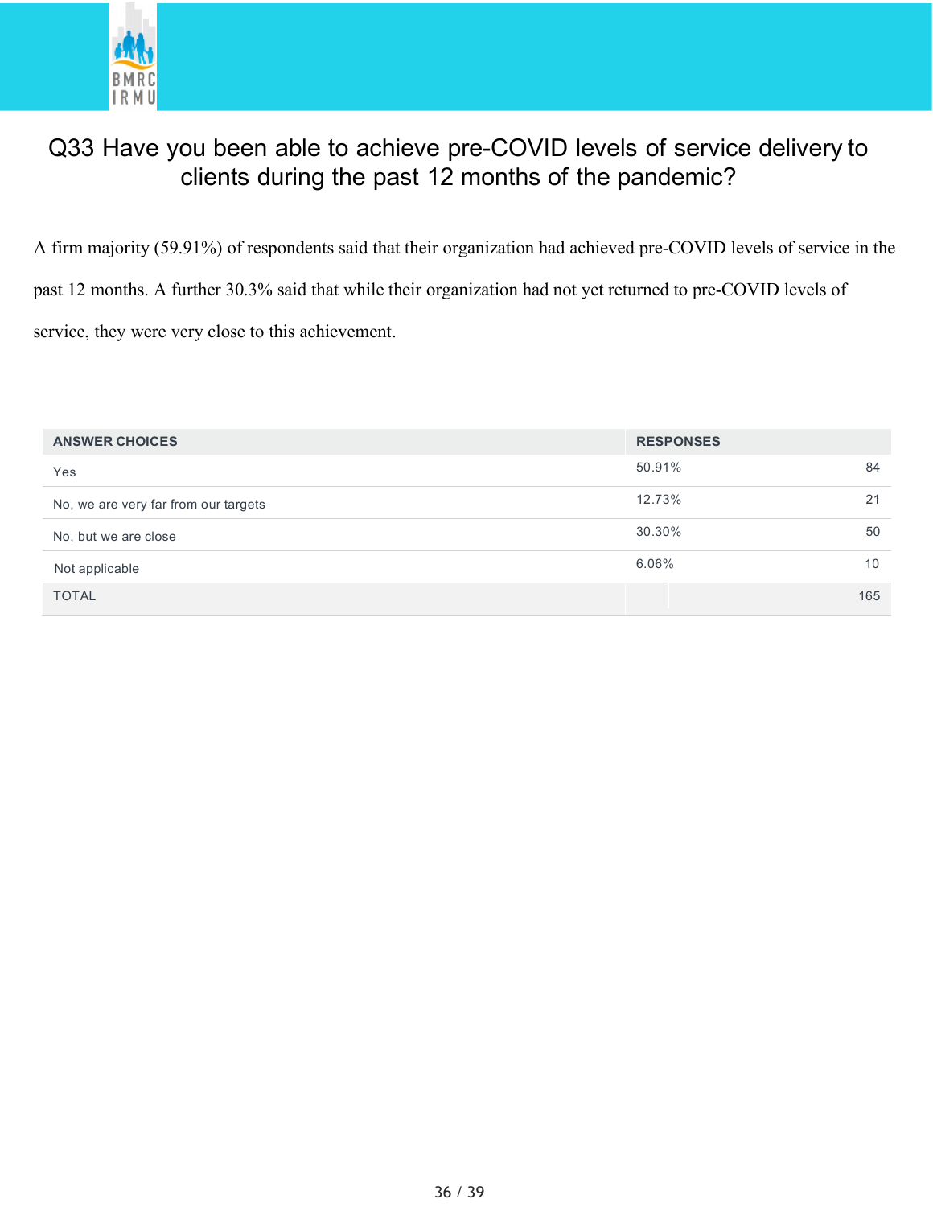# Q33 Have you been able to achieve pre-COVID levels of service delivery to clients during the past 12 months of the pandemic?

A firm majority (59.91%) of respondents said that their organization had achieved pre-COVID levels of service in the past 12 months. A further 30.3% said that while their organization had not yet returned to pre-COVID levels of service, they were very close to this achievement.

| ANSWER CHOICES | RESPONSES | |
|---|---|---|
| Yes | 50.91% | 84 |
| No, we are very far from our targets | 12.73% | 21 |
| No, but we are close | 30.30% | 50 |
| Not applicable | 6.06% | 10 |
| TOTAL | | 165 |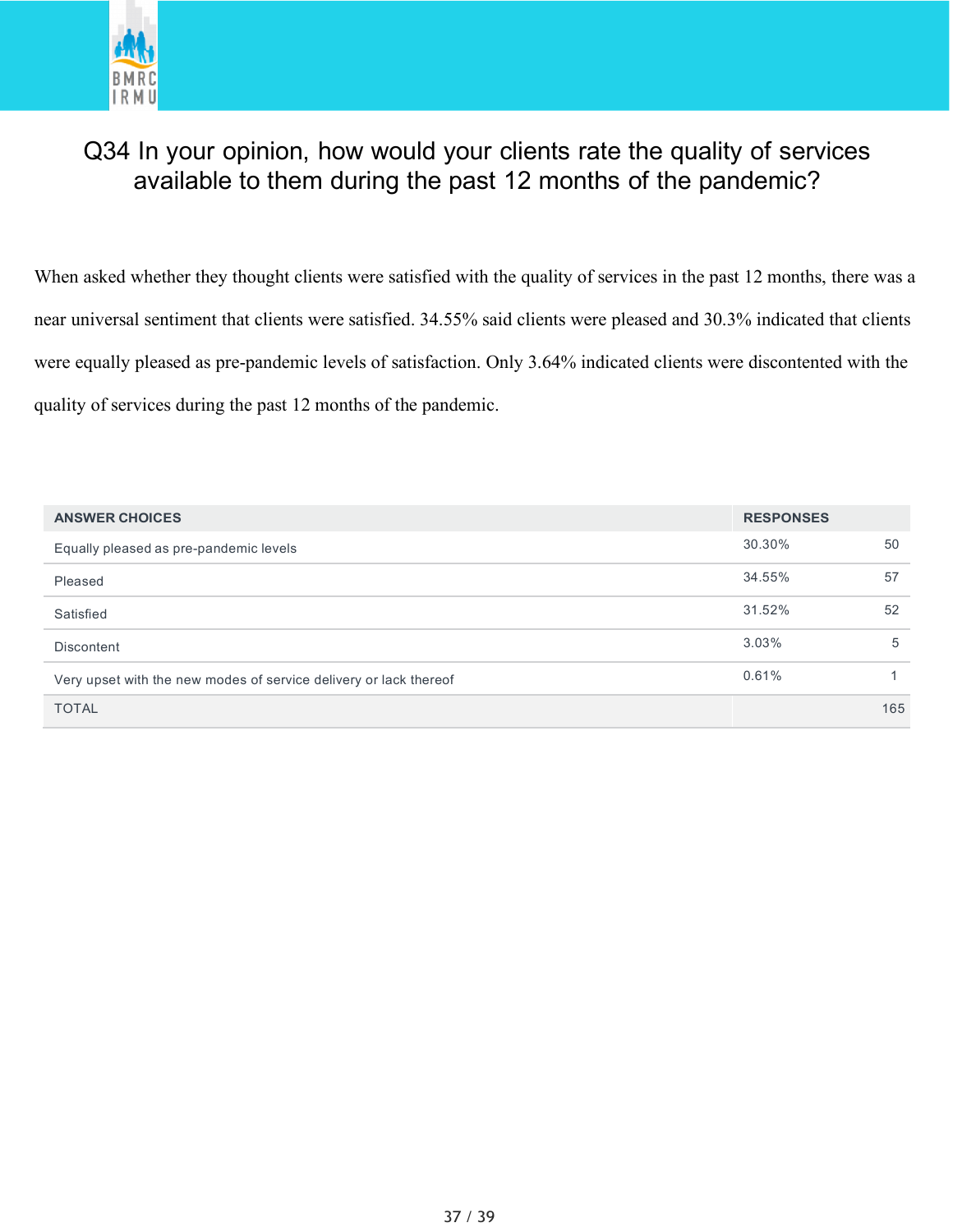## Q34 In your opinion, how would your clients rate the quality of services available to them during the past 12 months of the pandemic?

When asked whether they thought clients were satisfied with the quality of services in the past 12 months, there was a near universal sentiment that clients were satisfied. 34.55% said clients were pleased and 30.3% indicated that clients were equally pleased as pre-pandemic levels of satisfaction. Only 3.64% indicated clients were discontented with the quality of services during the past 12 months of the pandemic.

| ANSWER CHOICES | RESPONSES | |
|---|---|---|
| Equally pleased as pre-pandemic levels | 30.30% | 50 |
| Pleased | 34.55% | 57 |
| Satisfied | 31.52% | 52 |
| Discontent | 3.03% | 5 |
| Very upset with the new modes of service delivery or lack thereof | 0.61% | 1 |
| TOTAL | | 165 |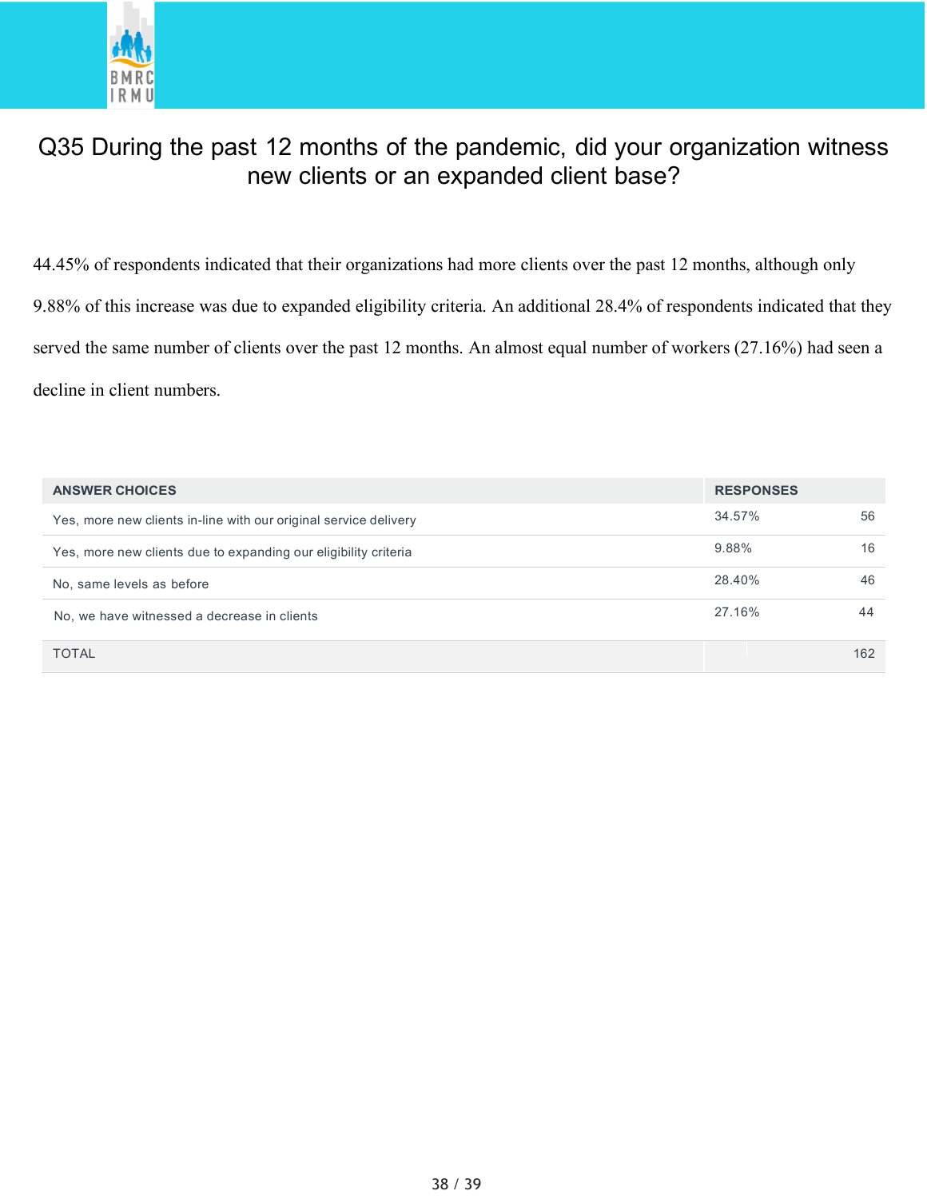# Q35 During the past 12 months of the pandemic, did your organization witness new clients or an expanded client base?

44.45% of respondents indicated that their organizations had more clients over the past 12 months, although only 9.88% of this increase was due to expanded eligibility criteria. An additional 28.4% of respondents indicated that they served the same number of clients over the past 12 months. An almost equal number of workers (27.16%) had seen a decline in client numbers.

| ANSWER CHOICES | RESPONSES | |
|---|---|---|
| Yes, more new clients in-line with our original service delivery | 34.57% | 56 |
| Yes, more new clients due to expanding our eligibility criteria | 9.88% | 16 |
| No, same levels as before | 28.40% | 46 |
| No, we have witnessed a decrease in clients | 27.16% | 44 |
| TOTAL | | 162 |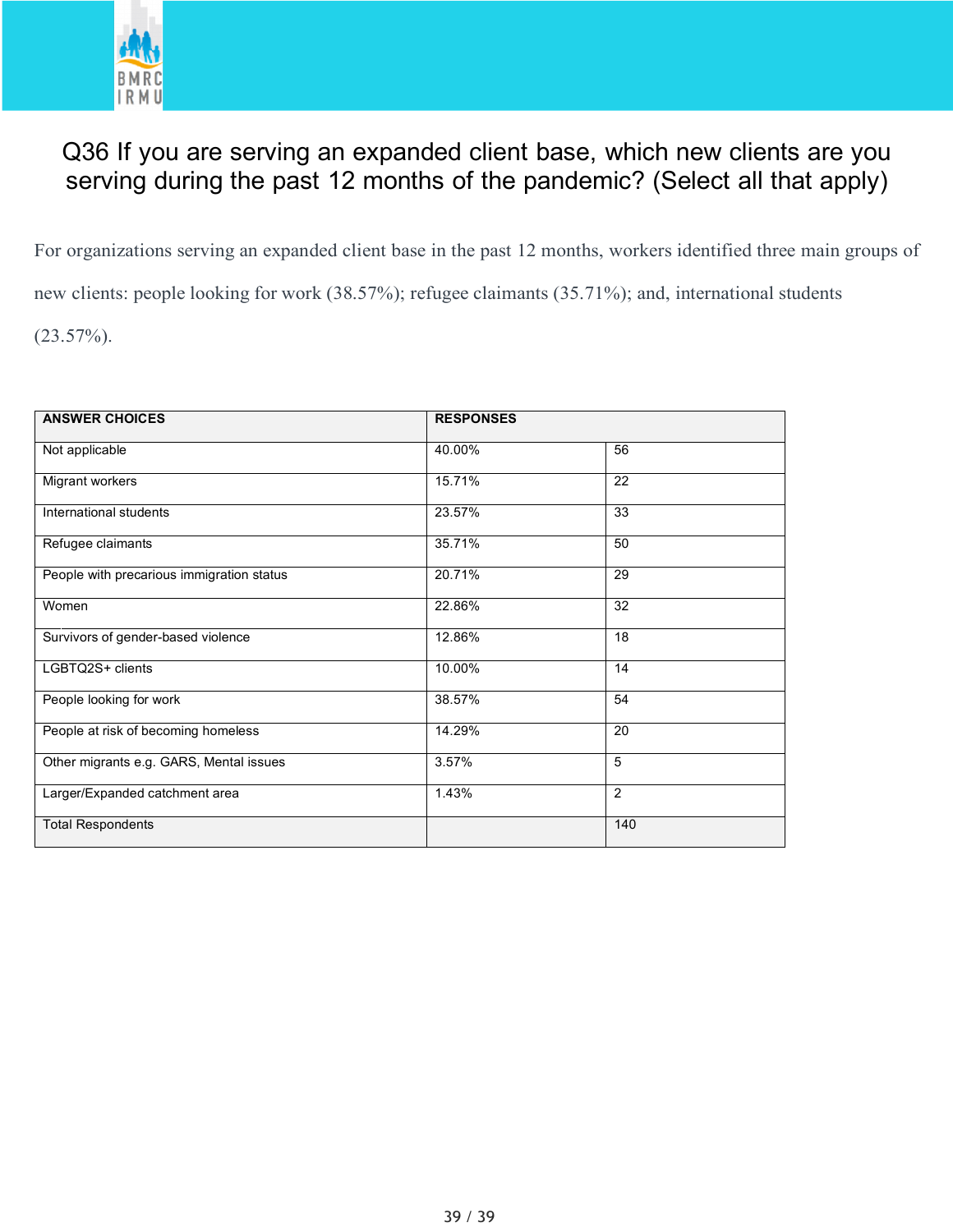# Q36 If you are serving an expanded client base, which new clients are you serving during the past 12 months of the pandemic? (Select all that apply)

For organizations serving an expanded client base in the past 12 months, workers identified three main groups of new clients: people looking for work (38.57%); refugee claimants (35.71%); and, international students (23.57%).

| ANSWER CHOICES | RESPONSES | |
|---|---|---|
| Not applicable | 40.00% | 56 |
| Migrant workers | 15.71% | 22 |
| International students | 23.57% | 33 |
| Refugee claimants | 35.71% | 50 |
| People with precarious immigration status | 20.71% | 29 |
| Women | 22.86% | 32 |
| Survivors of gender-based violence | 12.86% | 18 |
| LGBTQ2S+ clients | 10.00% | 14 |
| People looking for work | 38.57% | 54 |
| People at risk of becoming homeless | 14.29% | 20 |
| Other migrants e.g. GARS, Mental issues | 3.57% | 5 |
| Larger/Expanded catchment area | 1.43% | 2 |
| Total Respondents | | 140 |